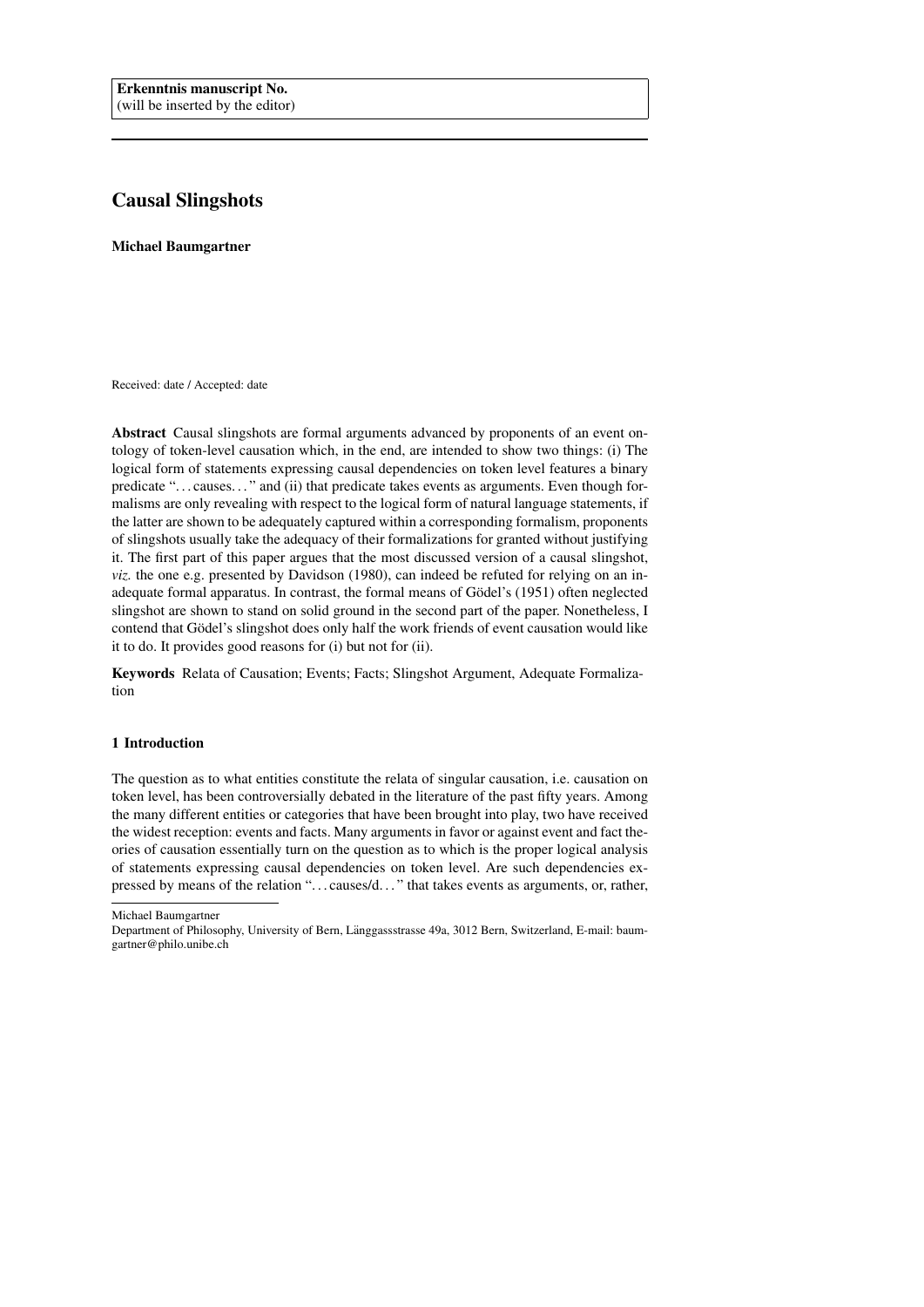**Erkenntnis manuscript No.**
(will be inserted by the editor)

# Causal Slingshots

**Michael Baumgartner**

Received: date / Accepted: date

**Abstract** Causal slingshots are formal arguments advanced by proponents of an event ontology of token-level causation which, in the end, are intended to show two things: (i) The logical form of statements expressing causal dependencies on token level features a binary predicate "…causes…" and (ii) that predicate takes events as arguments. Even though formalisms are only revealing with respect to the logical form of natural language statements, if the latter are shown to be adequately captured within a corresponding formalism, proponents of slingshots usually take the adequacy of their formalizations for granted without justifying it. The first part of this paper argues that the most discussed version of a causal slingshot, *viz.* the one e.g. presented by Davidson (1980), can indeed be refuted for relying on an inadequate formal apparatus. In contrast, the formal means of Gödel's (1951) often neglected slingshot are shown to stand on solid ground in the second part of the paper. Nonetheless, I contend that Gödel's slingshot does only half the work friends of event causation would like it to do. It provides good reasons for (i) but not for (ii).

**Keywords** Relata of Causation; Events; Facts; Slingshot Argument, Adequate Formalization

## 1 Introduction

The question as to what entities constitute the relata of singular causation, i.e. causation on token level, has been controversially debated in the literature of the past fifty years. Among the many different entities or categories that have been brought into play, two have received the widest reception: events and facts. Many arguments in favor or against event and fact theories of causation essentially turn on the question as to which is the proper logical analysis of statements expressing causal dependencies on token level. Are such dependencies expressed by means of the relation "…causes/d…" that takes events as arguments, or, rather,

Michael Baumgartner
Department of Philosophy, University of Bern, Länggassstrasse 49a, 3012 Bern, Switzerland, E-mail: baumgartner@philo.unibe.ch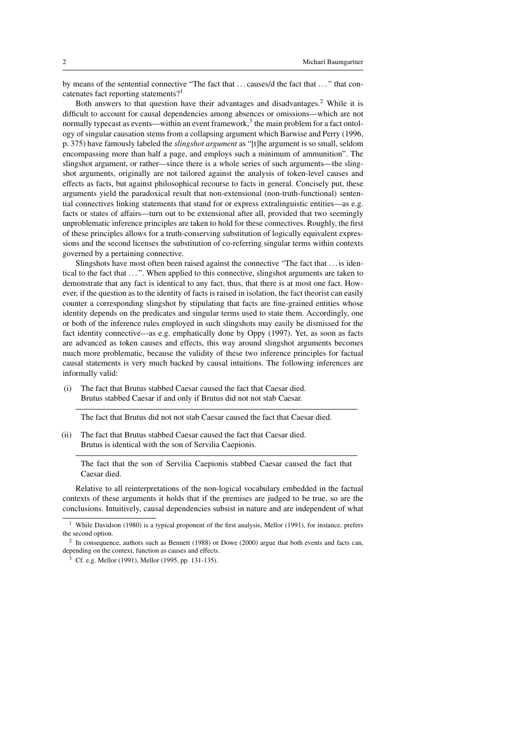by means of the sentential connective "The fact that ... causes/d the fact that ..." that concatenates fact reporting statements?[1]

Both answers to that question have their advantages and disadvantages.[2] While it is difficult to account for causal dependencies among absences or omissions—which are not normally typecast as events—within an event framework,[3] the main problem for a fact ontology of singular causation stems from a collapsing argument which Barwise and Perry (1996, p. 375) have famously labeled the *slingshot argument* as "[t]he argument is so small, seldom encompassing more than half a page, and employs such a minimum of ammunition". The slingshot argument, or rather—since there is a whole series of such arguments—the slingshot arguments, originally are not tailored against the analysis of token-level causes and effects as facts, but against philosophical recourse to facts in general. Concisely put, these arguments yield the paradoxical result that non-extensional (non-truth-functional) sentential connectives linking statements that stand for or express extralinguistic entities—as e.g. facts or states of affairs—turn out to be extensional after all, provided that two seemingly unproblematic inference principles are taken to hold for these connectives. Roughly, the first of these principles allows for a truth-conserving substitution of logically equivalent expressions and the second licenses the substitution of co-referring singular terms within contexts governed by a pertaining connective.

Slingshots have most often been raised against the connective "The fact that ... is identical to the fact that ...". When applied to this connective, slingshot arguments are taken to demonstrate that any fact is identical to any fact, thus, that there is at most one fact. However, if the question as to the identity of facts is raised in isolation, the fact theorist can easily counter a corresponding slingshot by stipulating that facts are fine-grained entities whose identity depends on the predicates and singular terms used to state them. Accordingly, one or both of the inference rules employed in such slingshots may easily be dismissed for the fact identity connective—as e.g. emphatically done by Oppy (1997). Yet, as soon as facts are advanced as token causes and effects, this way around slingshot arguments becomes much more problematic, because the validity of these two inference principles for factual causal statements is very much backed by causal intuitions. The following inferences are informally valid:

(i) The fact that Brutus stabbed Caesar caused the fact that Caesar died.
Brutus stabbed Caesar if and only if Brutus did not not stab Caesar.

---

The fact that Brutus did not not stab Caesar caused the fact that Caesar died.

(ii) The fact that Brutus stabbed Caesar caused the fact that Caesar died.
Brutus is identical with the son of Servilia Caepionis.

---

The fact that the son of Servilia Caepionis stabbed Caesar caused the fact that Caesar died.

Relative to all reinterpretations of the non-logical vocabulary embedded in the factual contexts of these arguments it holds that if the premises are judged to be true, so are the conclusions. Intuitively, causal dependencies subsist in nature and are independent of what

[1] While Davidson (1980) is a typical proponent of the first analysis, Mellor (1991), for instance, prefers the second option.

[2] In consequence, authors such as Bennett (1988) or Dowe (2000) argue that both events and facts can, depending on the context, function as causes and effects.

[3] Cf. e.g. Mellor (1991), Mellor (1995, pp. 131-135).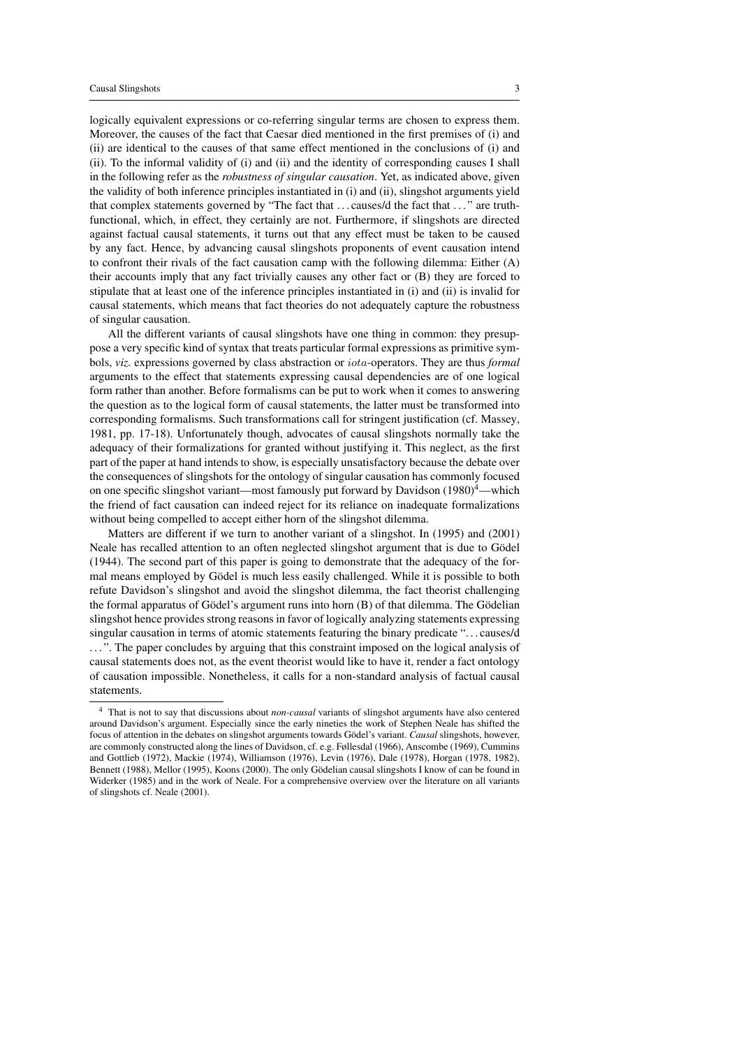logically equivalent expressions or co-referring singular terms are chosen to express them. Moreover, the causes of the fact that Caesar died mentioned in the first premises of (i) and (ii) are identical to the causes of that same effect mentioned in the conclusions of (i) and (ii). To the informal validity of (i) and (ii) and the identity of corresponding causes I shall in the following refer as the *robustness of singular causation*. Yet, as indicated above, given the validity of both inference principles instantiated in (i) and (ii), slingshot arguments yield that complex statements governed by "The fact that …causes/d the fact that …" are truth-functional, which, in effect, they certainly are not. Furthermore, if slingshots are directed against factual causal statements, it turns out that any effect must be taken to be caused by any fact. Hence, by advancing causal slingshots proponents of event causation intend to confront their rivals of the fact causation camp with the following dilemma: Either (A) their accounts imply that any fact trivially causes any other fact or (B) they are forced to stipulate that at least one of the inference principles instantiated in (i) and (ii) is invalid for causal statements, which means that fact theories do not adequately capture the robustness of singular causation.

All the different variants of causal slingshots have one thing in common: they presuppose a very specific kind of syntax that treats particular formal expressions as primitive symbols, *viz.* expressions governed by class abstraction or $iota$-operators. They are thus *formal* arguments to the effect that statements expressing causal dependencies are of one logical form rather than another. Before formalisms can be put to work when it comes to answering the question as to the logical form of causal statements, the latter must be transformed into corresponding formalisms. Such transformations call for stringent justification (cf. Massey, 1981, pp. 17-18). Unfortunately though, advocates of causal slingshots normally take the adequacy of their formalizations for granted without justifying it. This neglect, as the first part of the paper at hand intends to show, is especially unsatisfactory because the debate over the consequences of slingshots for the ontology of singular causation has commonly focused on one specific slingshot variant—most famously put forward by Davidson (1980)[4]—which the friend of fact causation can indeed reject for its reliance on inadequate formalizations without being compelled to accept either horn of the slingshot dilemma.

Matters are different if we turn to another variant of a slingshot. In (1995) and (2001) Neale has recalled attention to an often neglected slingshot argument that is due to Gödel (1944). The second part of this paper is going to demonstrate that the adequacy of the formal means employed by Gödel is much less easily challenged. While it is possible to both refute Davidson's slingshot and avoid the slingshot dilemma, the fact theorist challenging the formal apparatus of Gödel's argument runs into horn (B) of that dilemma. The Gödelian slingshot hence provides strong reasons in favor of logically analyzing statements expressing singular causation in terms of atomic statements featuring the binary predicate "…causes/d …". The paper concludes by arguing that this constraint imposed on the logical analysis of causal statements does not, as the event theorist would like to have it, render a fact ontology of causation impossible. Nonetheless, it calls for a non-standard analysis of factual causal statements.

[4] That is not to say that discussions about *non-causal* variants of slingshot arguments have also centered around Davidson's argument. Especially since the early nineties the work of Stephen Neale has shifted the focus of attention in the debates on slingshot arguments towards Gödel's variant. *Causal* slingshots, however, are commonly constructed along the lines of Davidson, cf. e.g. Føllesdal (1966), Anscombe (1969), Cummins and Gottlieb (1972), Mackie (1974), Williamson (1976), Levin (1976), Dale (1978), Horgan (1978, 1982), Bennett (1988), Mellor (1995), Koons (2000). The only Gödelian causal slingshots I know of can be found in Widerker (1985) and in the work of Neale. For a comprehensive overview over the literature on all variants of slingshots cf. Neale (2001).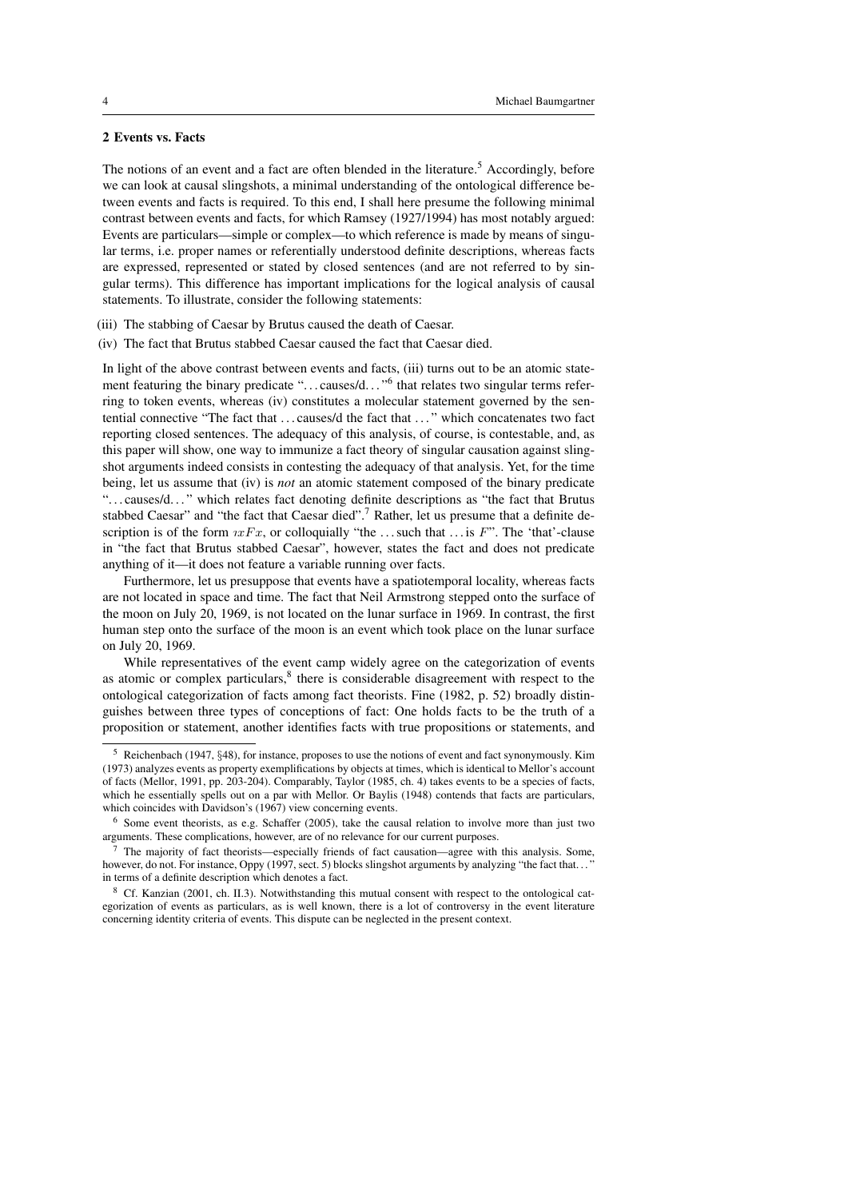## 2 Events vs. Facts

The notions of an event and a fact are often blended in the literature.[5] Accordingly, before we can look at causal slingshots, a minimal understanding of the ontological difference between events and facts is required. To this end, I shall here presume the following minimal contrast between events and facts, for which Ramsey (1927/1994) has most notably argued: Events are particulars—simple or complex—to which reference is made by means of singular terms, i.e. proper names or referentially understood definite descriptions, whereas facts are expressed, represented or stated by closed sentences (and are not referred to by singular terms). This difference has important implications for the logical analysis of causal statements. To illustrate, consider the following statements:

(iii) The stabbing of Caesar by Brutus caused the death of Caesar.

(iv) The fact that Brutus stabbed Caesar caused the fact that Caesar died.

In light of the above contrast between events and facts, (iii) turns out to be an atomic statement featuring the binary predicate "…causes/d…"[6] that relates two singular terms referring to token events, whereas (iv) constitutes a molecular statement governed by the sentential connective "The fact that …causes/d the fact that …" which concatenates two fact reporting closed sentences. The adequacy of this analysis, of course, is contestable, and, as this paper will show, one way to immunize a fact theory of singular causation against slingshot arguments indeed consists in contesting the adequacy of that analysis. Yet, for the time being, let us assume that (iv) is *not* an atomic statement composed of the binary predicate "…causes/d…" which relates fact denoting definite descriptions as "the fact that Brutus stabbed Caesar" and "the fact that Caesar died".[7] Rather, let us presume that a definite description is of the form $\imath x Fx$, or colloquially "the …such that …is $F$". The 'that'-clause in "the fact that Brutus stabbed Caesar", however, states the fact and does not predicate anything of it—it does not feature a variable running over facts.

Furthermore, let us presuppose that events have a spatiotemporal locality, whereas facts are not located in space and time. The fact that Neil Armstrong stepped onto the surface of the moon on July 20, 1969, is not located on the lunar surface in 1969. In contrast, the first human step onto the surface of the moon is an event which took place on the lunar surface on July 20, 1969.

While representatives of the event camp widely agree on the categorization of events as atomic or complex particulars,[8] there is considerable disagreement with respect to the ontological categorization of facts among fact theorists. Fine (1982, p. 52) broadly distinguishes between three types of conceptions of fact: One holds facts to be the truth of a proposition or statement, another identifies facts with true propositions or statements, and

---

[5] Reichenbach (1947, §48), for instance, proposes to use the notions of event and fact synonymously. Kim (1973) analyzes events as property exemplifications by objects at times, which is identical to Mellor's account of facts (Mellor, 1991, pp. 203-204). Comparably, Taylor (1985, ch. 4) takes events to be a species of facts, which he essentially spells out on a par with Mellor. Or Baylis (1948) contends that facts are particulars, which coincides with Davidson's (1967) view concerning events.

[6] Some event theorists, as e.g. Schaffer (2005), take the causal relation to involve more than just two arguments. These complications, however, are of no relevance for our current purposes.

[7] The majority of fact theorists—especially friends of fact causation—agree with this analysis. Some, however, do not. For instance, Oppy (1997, sect. 5) blocks slingshot arguments by analyzing "the fact that…" in terms of a definite description which denotes a fact.

[8] Cf. Kanzian (2001, ch. II.3). Notwithstanding this mutual consent with respect to the ontological categorization of events as particulars, as is well known, there is a lot of controversy in the event literature concerning identity criteria of events. This dispute can be neglected in the present context.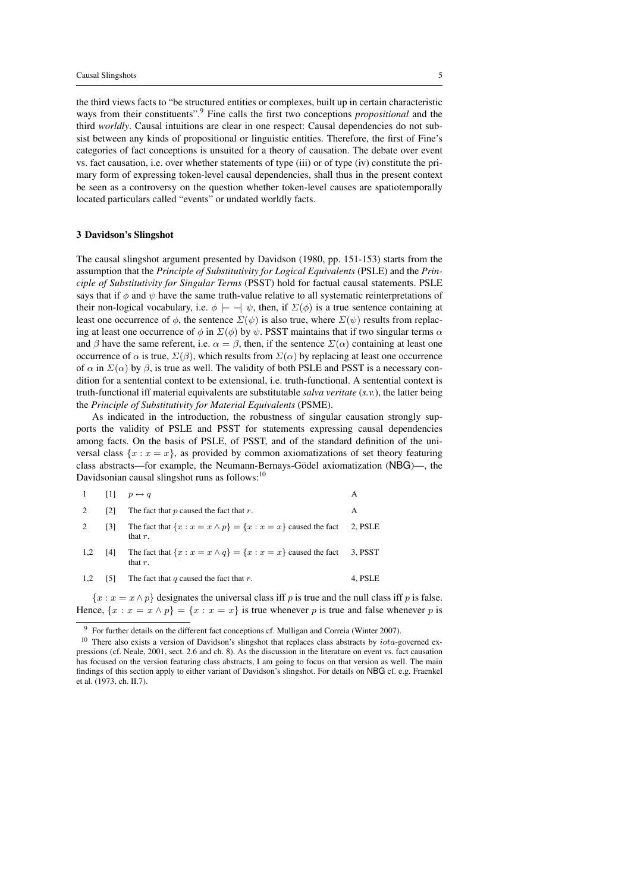the third views facts to "be structured entities or complexes, built up in certain characteristic ways from their constituents".[9] Fine calls the first two conceptions *propositional* and the third *worldly*. Causal intuitions are clear in one respect: Causal dependencies do not subsist between any kinds of propositional or linguistic entities. Therefore, the first of Fine's categories of fact conceptions is unsuited for a theory of causation. The debate over event vs. fact causation, i.e. over whether statements of type (iii) or of type (iv) constitute the primary form of expressing token-level causal dependencies, shall thus in the present context be seen as a controversy on the question whether token-level causes are spatiotemporally located particulars called "events" or undated worldly facts.

## 3 Davidson's Slingshot

The causal slingshot argument presented by Davidson (1980, pp. 151-153) starts from the assumption that the *Principle of Substitutivity for Logical Equivalents* (PSLE) and the *Principle of Substitutivity for Singular Terms* (PSST) hold for factual causal statements. PSLE says that if $\phi$ and $\psi$ have the same truth-value relative to all systematic reinterpretations of their non-logical vocabulary, i.e. $\phi \models\!\!\!= \psi$, then, if $\Sigma(\phi)$ is a true sentence containing at least one occurrence of $\phi$, the sentence $\Sigma(\psi)$ is also true, where $\Sigma(\psi)$ results from replacing at least one occurrence of $\phi$ in $\Sigma(\phi)$ by $\psi$. PSST maintains that if two singular terms $\alpha$ and $\beta$ have the same referent, i.e. $\alpha = \beta$, then, if the sentence $\Sigma(\alpha)$ containing at least one occurrence of $\alpha$ is true, $\Sigma(\beta)$, which results from $\Sigma(\alpha)$ by replacing at least one occurrence of $\alpha$ in $\Sigma(\alpha)$ by $\beta$, is true as well. The validity of both PSLE and PSST is a necessary condition for a sentential context to be extensional, i.e. truth-functional. A sentential context is truth-functional iff material equivalents are substitutable *salva veritate* (*s.v.*), the latter being the *Principle of Substitutivity for Material Equivalents* (PSME).

As indicated in the introduction, the robustness of singular causation strongly supports the validity of PSLE and PSST for statements expressing causal dependencies among facts. On the basis of PSLE, of PSST, and of the standard definition of the universal class $\{x : x = x\}$, as provided by common axiomatizations of set theory featuring class abstracts—for example, the Neumann-Bernays-Gödel axiomatization (NBG)—, the Davidsonian causal slingshot runs as follows:[10]

| | | | |
|---|---|---|---|
| 1 | [1] | $p \leftrightarrow q$ | A |
| 2 | [2] | The fact that $p$ caused the fact that $r$. | A |
| 2 | [3] | The fact that $\{x : x = x \wedge p\} = \{x : x = x\}$ caused the fact that $r$. | 2, PSLE |
| 1,2 | [4] | The fact that $\{x : x = x \wedge q\} = \{x : x = x\}$ caused the fact that $r$. | 3, PSST |
| 1,2 | [5] | The fact that $q$ caused the fact that $r$. | 4, PSLE |

$\{x : x = x \wedge p\}$ designates the universal class iff $p$ is true and the null class iff $p$ is false. Hence, $\{x : x = x \wedge p\} = \{x : x = x\}$ is true whenever $p$ is true and false whenever $p$ is

[9] For further details on the different fact conceptions cf. Mulligan and Correia (Winter 2007).

[10] There also exists a version of Davidson's slingshot that replaces class abstracts by $iota$-governed expressions (cf. Neale, 2001, sect. 2.6 and ch. 8). As the discussion in the literature on event vs. fact causation has focused on the version featuring class abstracts, I am going to focus on that version as well. The main findings of this section apply to either variant of Davidson's slingshot. For details on NBG cf. e.g. Fraenkel et al. (1973, ch. II.7).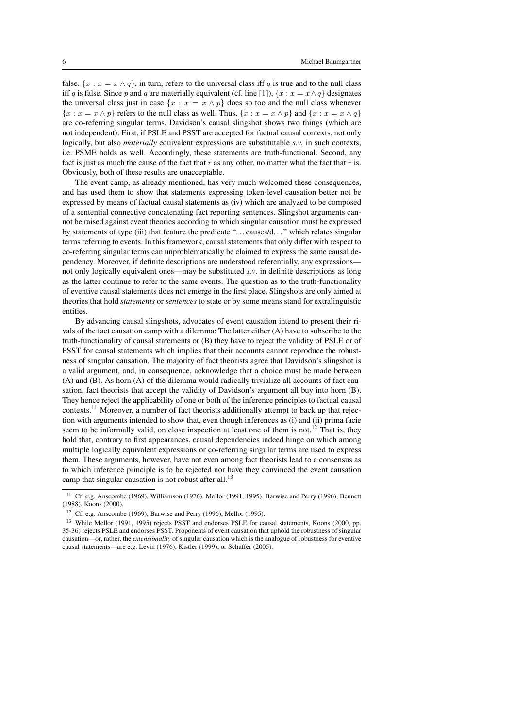false. $\{x : x = x \wedge q\}$, in turn, refers to the universal class iff $q$ is true and to the null class iff $q$ is false. Since $p$ and $q$ are materially equivalent (cf. line [1]), $\{x : x = x \wedge q\}$ designates the universal class just in case $\{x : x = x \wedge p\}$ does so too and the null class whenever $\{x : x = x \wedge p\}$ refers to the null class as well. Thus, $\{x : x = x \wedge p\}$ and $\{x : x = x \wedge q\}$ are co-referring singular terms. Davidson's causal slingshot shows two things (which are not independent): First, if PSLE and PSST are accepted for factual causal contexts, not only logically, but also *materially* equivalent expressions are substitutable *s.v.* in such contexts, i.e. PSME holds as well. Accordingly, these statements are truth-functional. Second, any fact is just as much the cause of the fact that $r$ as any other, no matter what the fact that $r$ is. Obviously, both of these results are unacceptable.

The event camp, as already mentioned, has very much welcomed these consequences, and has used them to show that statements expressing token-level causation better not be expressed by means of factual causal statements as (iv) which are analyzed to be composed of a sentential connective concatenating fact reporting sentences. Slingshot arguments cannot be raised against event theories according to which singular causation must be expressed by statements of type (iii) that feature the predicate "…causes/d…" which relates singular terms referring to events. In this framework, causal statements that only differ with respect to co-referring singular terms can unproblematically be claimed to express the same causal dependency. Moreover, if definite descriptions are understood referentially, any expressions—not only logically equivalent ones—may be substituted *s.v.* in definite descriptions as long as the latter continue to refer to the same events. The question as to the truth-functionality of eventive causal statements does not emerge in the first place. Slingshots are only aimed at theories that hold *statements* or *sentences* to state or by some means stand for extralinguistic entities.

By advancing causal slingshots, advocates of event causation intend to present their rivals of the fact causation camp with a dilemma: The latter either (A) have to subscribe to the truth-functionality of causal statements or (B) they have to reject the validity of PSLE or of PSST for causal statements which implies that their accounts cannot reproduce the robustness of singular causation. The majority of fact theorists agree that Davidson's slingshot is a valid argument, and, in consequence, acknowledge that a choice must be made between (A) and (B). As horn (A) of the dilemma would radically trivialize all accounts of fact causation, fact theorists that accept the validity of Davidson's argument all buy into horn (B). They hence reject the applicability of one or both of the inference principles to factual causal contexts.[11] Moreover, a number of fact theorists additionally attempt to back up that rejection with arguments intended to show that, even though inferences as (i) and (ii) prima facie seem to be informally valid, on close inspection at least one of them is not.[12] That is, they hold that, contrary to first appearances, causal dependencies indeed hinge on which among multiple logically equivalent expressions or co-referring singular terms are used to express them. These arguments, however, have not even among fact theorists lead to a consensus as to which inference principle is to be rejected nor have they convinced the event causation camp that singular causation is not robust after all.[13]

---

[11] Cf. e.g. Anscombe (1969), Williamson (1976), Mellor (1991, 1995), Barwise and Perry (1996), Bennett (1988), Koons (2000).

[12] Cf. e.g. Anscombe (1969), Barwise and Perry (1996), Mellor (1995).

[13] While Mellor (1991, 1995) rejects PSST and endorses PSLE for causal statements, Koons (2000, pp. 35-36) rejects PSLE and endorses PSST. Proponents of event causation that uphold the robustness of singular causation—or, rather, the *extensionality* of singular causation which is the analogue of robustness for eventive causal statements—are e.g. Levin (1976), Kistler (1999), or Schaffer (2005).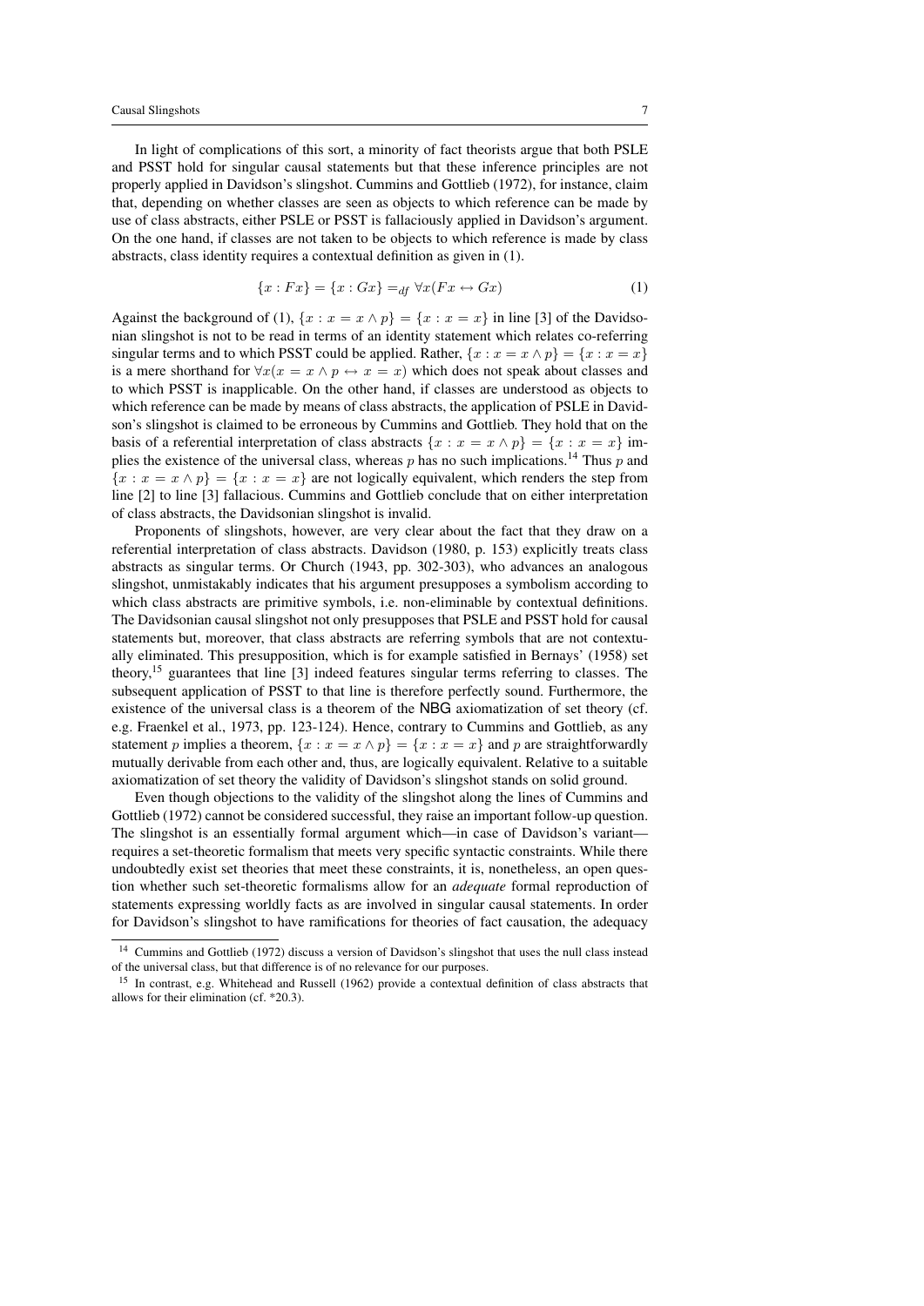In light of complications of this sort, a minority of fact theorists argue that both PSLE and PSST hold for singular causal statements but that these inference principles are not properly applied in Davidson's slingshot. Cummins and Gottlieb (1972), for instance, claim that, depending on whether classes are seen as objects to which reference can be made by use of class abstracts, either PSLE or PSST is fallaciously applied in Davidson's argument. On the one hand, if classes are not taken to be objects to which reference is made by class abstracts, class identity requires a contextual definition as given in (1).

$$\{x : Fx\} = \{x : Gx\} =_{df} \forall x(Fx \leftrightarrow Gx) \tag{1}$$

Against the background of (1), $\{x : x = x \wedge p\} = \{x : x = x\}$ in line [3] of the Davidsonian slingshot is not to be read in terms of an identity statement which relates co-referring singular terms and to which PSST could be applied. Rather, $\{x : x = x \wedge p\} = \{x : x = x\}$ is a mere shorthand for $\forall x(x = x \wedge p \leftrightarrow x = x)$ which does not speak about classes and to which PSST is inapplicable. On the other hand, if classes are understood as objects to which reference can be made by means of class abstracts, the application of PSLE in Davidson's slingshot is claimed to be erroneous by Cummins and Gottlieb. They hold that on the basis of a referential interpretation of class abstracts $\{x : x = x \wedge p\} = \{x : x = x\}$ implies the existence of the universal class, whereas $p$ has no such implications.[14] Thus $p$ and $\{x : x = x \wedge p\} = \{x : x = x\}$ are not logically equivalent, which renders the step from line [2] to line [3] fallacious. Cummins and Gottlieb conclude that on either interpretation of class abstracts, the Davidsonian slingshot is invalid.

Proponents of slingshots, however, are very clear about the fact that they draw on a referential interpretation of class abstracts. Davidson (1980, p. 153) explicitly treats class abstracts as singular terms. Or Church (1943, pp. 302-303), who advances an analogous slingshot, unmistakably indicates that his argument presupposes a symbolism according to which class abstracts are primitive symbols, i.e. non-eliminable by contextual definitions. The Davidsonian causal slingshot not only presupposes that PSLE and PSST hold for causal statements but, moreover, that class abstracts are referring symbols that are not contextually eliminated. This presupposition, which is for example satisfied in Bernays' (1958) set theory,[15] guarantees that line [3] indeed features singular terms referring to classes. The subsequent application of PSST to that line is therefore perfectly sound. Furthermore, the existence of the universal class is a theorem of the NBG axiomatization of set theory (cf. e.g. Fraenkel et al., 1973, pp. 123-124). Hence, contrary to Cummins and Gottlieb, as any statement $p$ implies a theorem, $\{x : x = x \wedge p\} = \{x : x = x\}$ and $p$ are straightforwardly mutually derivable from each other and, thus, are logically equivalent. Relative to a suitable axiomatization of set theory the validity of Davidson's slingshot stands on solid ground.

Even though objections to the validity of the slingshot along the lines of Cummins and Gottlieb (1972) cannot be considered successful, they raise an important follow-up question. The slingshot is an essentially formal argument which—in case of Davidson's variant—requires a set-theoretic formalism that meets very specific syntactic constraints. While there undoubtedly exist set theories that meet these constraints, it is, nonetheless, an open question whether such set-theoretic formalisms allow for an *adequate* formal reproduction of statements expressing worldly facts as are involved in singular causal statements. In order for Davidson's slingshot to have ramifications for theories of fact causation, the adequacy

---

[14] Cummins and Gottlieb (1972) discuss a version of Davidson's slingshot that uses the null class instead of the universal class, but that difference is of no relevance for our purposes.

[15] In contrast, e.g. Whitehead and Russell (1962) provide a contextual definition of class abstracts that allows for their elimination (cf. *20.3).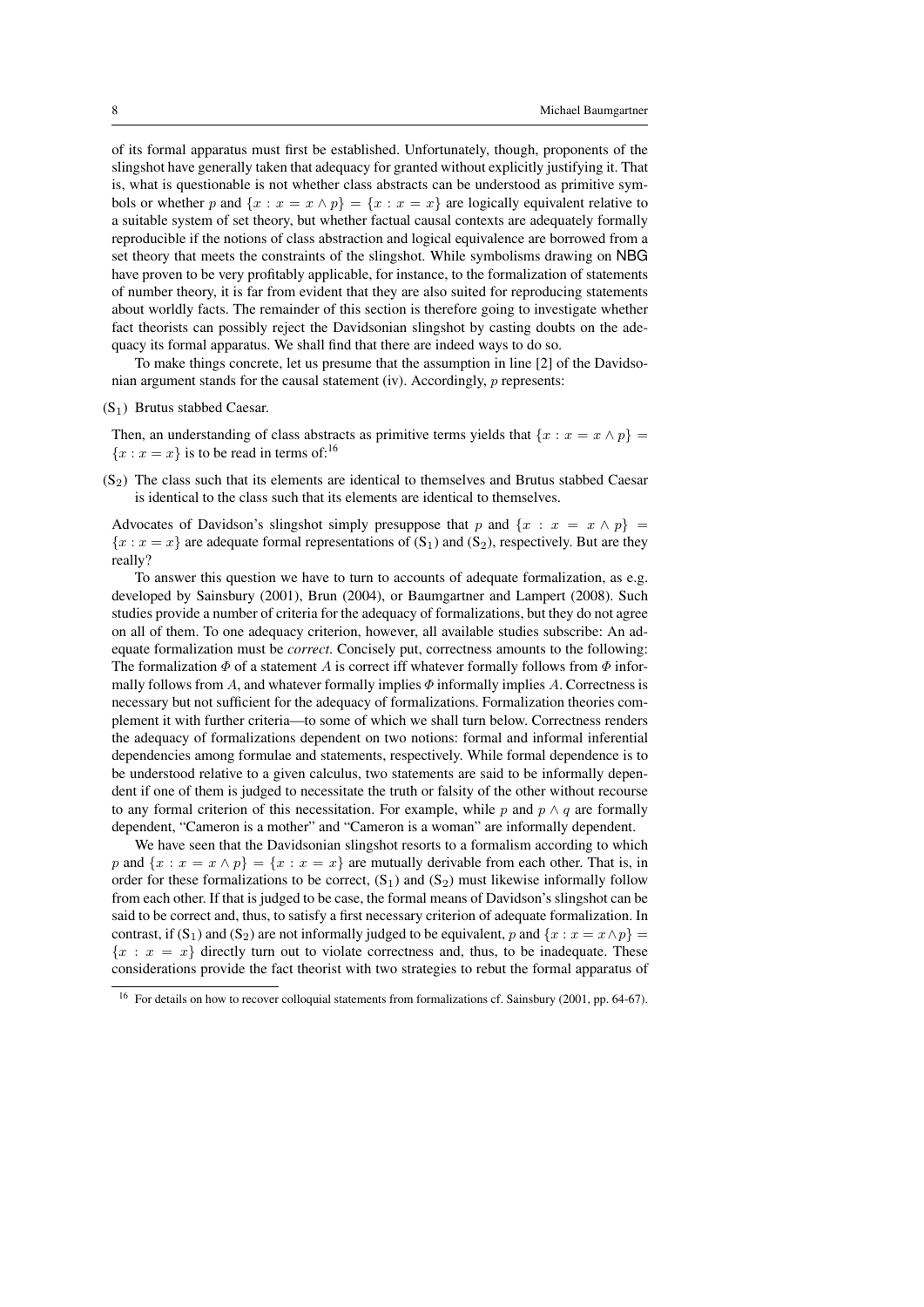of its formal apparatus must first be established. Unfortunately, though, proponents of the slingshot have generally taken that adequacy for granted without explicitly justifying it. That is, what is questionable is not whether class abstracts can be understood as primitive symbols or whether $p$ and $\{x : x = x \wedge p\} = \{x : x = x\}$ are logically equivalent relative to a suitable system of set theory, but whether factual causal contexts are adequately formally reproducible if the notions of class abstraction and logical equivalence are borrowed from a set theory that meets the constraints of the slingshot. While symbolisms drawing on NBG have proven to be very profitably applicable, for instance, to the formalization of statements of number theory, it is far from evident that they are also suited for reproducing statements about worldly facts. The remainder of this section is therefore going to investigate whether fact theorists can possibly reject the Davidsonian slingshot by casting doubts on the adequacy its formal apparatus. We shall find that there are indeed ways to do so.

To make things concrete, let us presume that the assumption in line [2] of the Davidsonian argument stands for the causal statement (iv). Accordingly, $p$ represents:

($S_1$) Brutus stabbed Caesar.

Then, an understanding of class abstracts as primitive terms yields that $\{x : x = x \wedge p\} = \{x : x = x\}$ is to be read in terms of:[16]

($S_2$) The class such that its elements are identical to themselves and Brutus stabbed Caesar is identical to the class such that its elements are identical to themselves.

Advocates of Davidson's slingshot simply presuppose that $p$ and $\{x : x = x \wedge p\} = \{x : x = x\}$ are adequate formal representations of ($S_1$) and ($S_2$), respectively. But are they really?

To answer this question we have to turn to accounts of adequate formalization, as e.g. developed by Sainsbury (2001), Brun (2004), or Baumgartner and Lampert (2008). Such studies provide a number of criteria for the adequacy of formalizations, but they do not agree on all of them. To one adequacy criterion, however, all available studies subscribe: An adequate formalization must be *correct*. Concisely put, correctness amounts to the following: The formalization $\Phi$ of a statement $A$ is correct iff whatever formally follows from $\Phi$ informally follows from $A$, and whatever formally implies $\Phi$ informally implies $A$. Correctness is necessary but not sufficient for the adequacy of formalizations. Formalization theories complement it with further criteria—to some of which we shall turn below. Correctness renders the adequacy of formalizations dependent on two notions: formal and informal inferential dependencies among formulae and statements, respectively. While formal dependence is to be understood relative to a given calculus, two statements are said to be informally dependent if one of them is judged to necessitate the truth or falsity of the other without recourse to any formal criterion of this necessitation. For example, while $p$ and $p \wedge q$ are formally dependent, "Cameron is a mother" and "Cameron is a woman" are informally dependent.

We have seen that the Davidsonian slingshot resorts to a formalism according to which $p$ and $\{x : x = x \wedge p\} = \{x : x = x\}$ are mutually derivable from each other. That is, in order for these formalizations to be correct, ($S_1$) and ($S_2$) must likewise informally follow from each other. If that is judged to be case, the formal means of Davidson's slingshot can be said to be correct and, thus, to satisfy a first necessary criterion of adequate formalization. In contrast, if ($S_1$) and ($S_2$) are not informally judged to be equivalent, $p$ and $\{x : x = x \wedge p\} = \{x : x = x\}$ directly turn out to violate correctness and, thus, to be inadequate. These considerations provide the fact theorist with two strategies to rebut the formal apparatus of

[16] For details on how to recover colloquial statements from formalizations cf. Sainsbury (2001, pp. 64-67).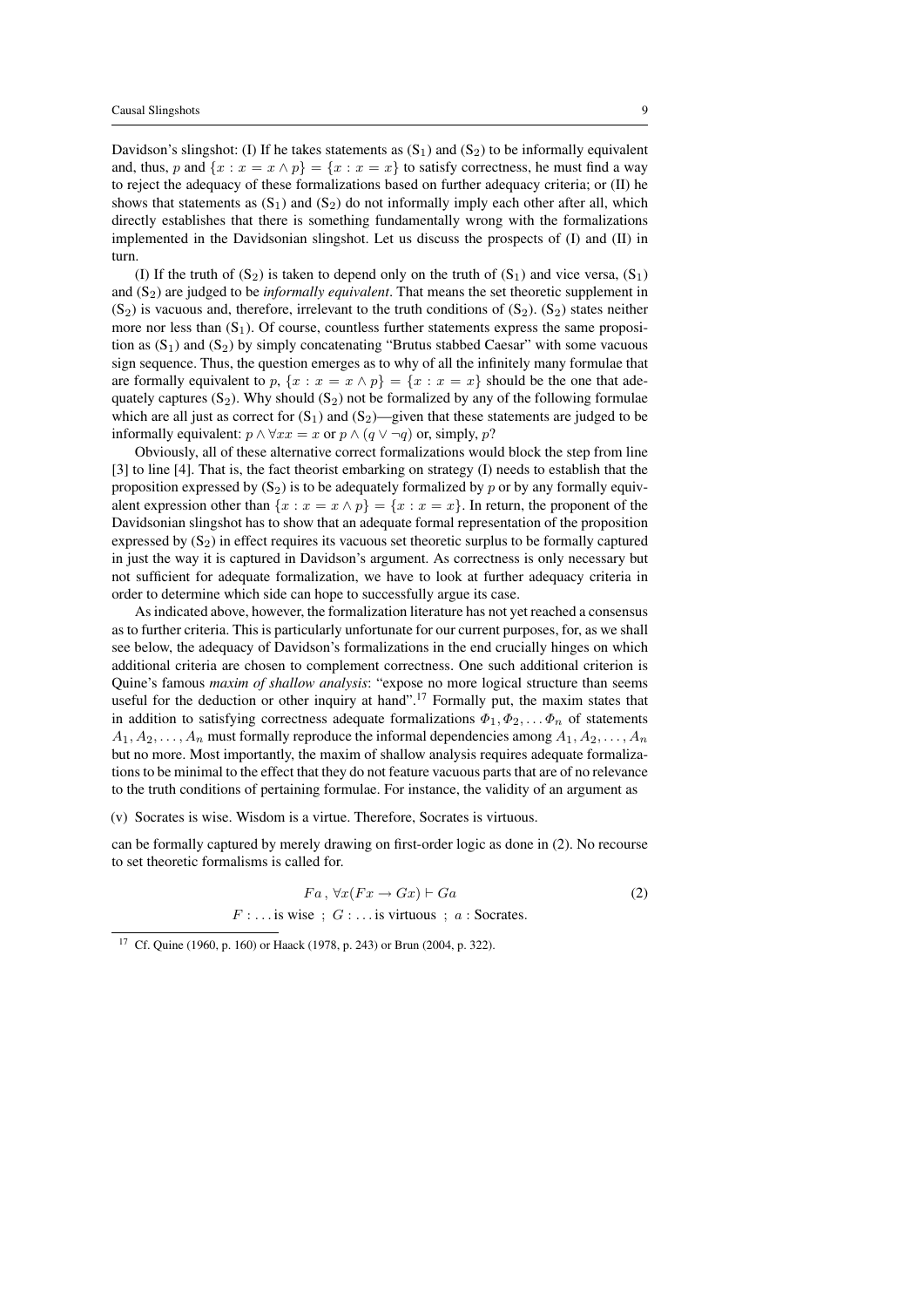Davidson's slingshot: (I) If he takes statements as ($S_1$) and ($S_2$) to be informally equivalent and, thus, $p$ and $\{x : x = x \wedge p\} = \{x : x = x\}$ to satisfy correctness, he must find a way to reject the adequacy of these formalizations based on further adequacy criteria; or (II) he shows that statements as ($S_1$) and ($S_2$) do not informally imply each other after all, which directly establishes that there is something fundamentally wrong with the formalizations implemented in the Davidsonian slingshot. Let us discuss the prospects of (I) and (II) in turn.

(I) If the truth of ($S_2$) is taken to depend only on the truth of ($S_1$) and vice versa, ($S_1$) and ($S_2$) are judged to be *informally equivalent*. That means the set theoretic supplement in ($S_2$) is vacuous and, therefore, irrelevant to the truth conditions of ($S_2$). ($S_2$) states neither more nor less than ($S_1$). Of course, countless further statements express the same proposition as ($S_1$) and ($S_2$) by simply concatenating "Brutus stabbed Caesar" with some vacuous sign sequence. Thus, the question emerges as to why of all the infinitely many formulae that are formally equivalent to $p$, $\{x : x = x \wedge p\} = \{x : x = x\}$ should be the one that adequately captures ($S_2$). Why should ($S_2$) not be formalized by any of the following formulae which are all just as correct for ($S_1$) and ($S_2$)—given that these statements are judged to be informally equivalent: $p \wedge \forall x x = x$ or $p \wedge (q \vee \neg q)$ or, simply, $p$?

Obviously, all of these alternative correct formalizations would block the step from line [3] to line [4]. That is, the fact theorist embarking on strategy (I) needs to establish that the proposition expressed by ($S_2$) is to be adequately formalized by $p$ or by any formally equivalent expression other than $\{x : x = x \wedge p\} = \{x : x = x\}$. In return, the proponent of the Davidsonian slingshot has to show that an adequate formal representation of the proposition expressed by ($S_2$) in effect requires its vacuous set theoretic surplus to be formally captured in just the way it is captured in Davidson's argument. As correctness is only necessary but not sufficient for adequate formalization, we have to look at further adequacy criteria in order to determine which side can hope to successfully argue its case.

As indicated above, however, the formalization literature has not yet reached a consensus as to further criteria. This is particularly unfortunate for our current purposes, for, as we shall see below, the adequacy of Davidson's formalizations in the end crucially hinges on which additional criteria are chosen to complement correctness. One such additional criterion is Quine's famous *maxim of shallow analysis*: "expose no more logical structure than seems useful for the deduction or other inquiry at hand".[17] Formally put, the maxim states that in addition to satisfying correctness adequate formalizations $\Phi_1, \Phi_2, \ldots \Phi_n$ of statements $A_1, A_2, \ldots, A_n$ must formally reproduce the informal dependencies among $A_1, A_2, \ldots, A_n$ but no more. Most importantly, the maxim of shallow analysis requires adequate formalizations to be minimal to the effect that they do not feature vacuous parts that are of no relevance to the truth conditions of pertaining formulae. For instance, the validity of an argument as

(v) Socrates is wise. Wisdom is a virtue. Therefore, Socrates is virtuous.

can be formally captured by merely drawing on first-order logic as done in (2). No recourse to set theoretic formalisms is called for.

$$Fa\,,\, \forall x(Fx \rightarrow Gx) \vdash Ga \qquad (2)$$
$$F : \ldots \text{is wise} \;\; ; \;\; G : \ldots \text{is virtuous} \;\; ; \;\; a : \text{Socrates.}$$

[17] Cf. Quine (1960, p. 160) or Haack (1978, p. 243) or Brun (2004, p. 322).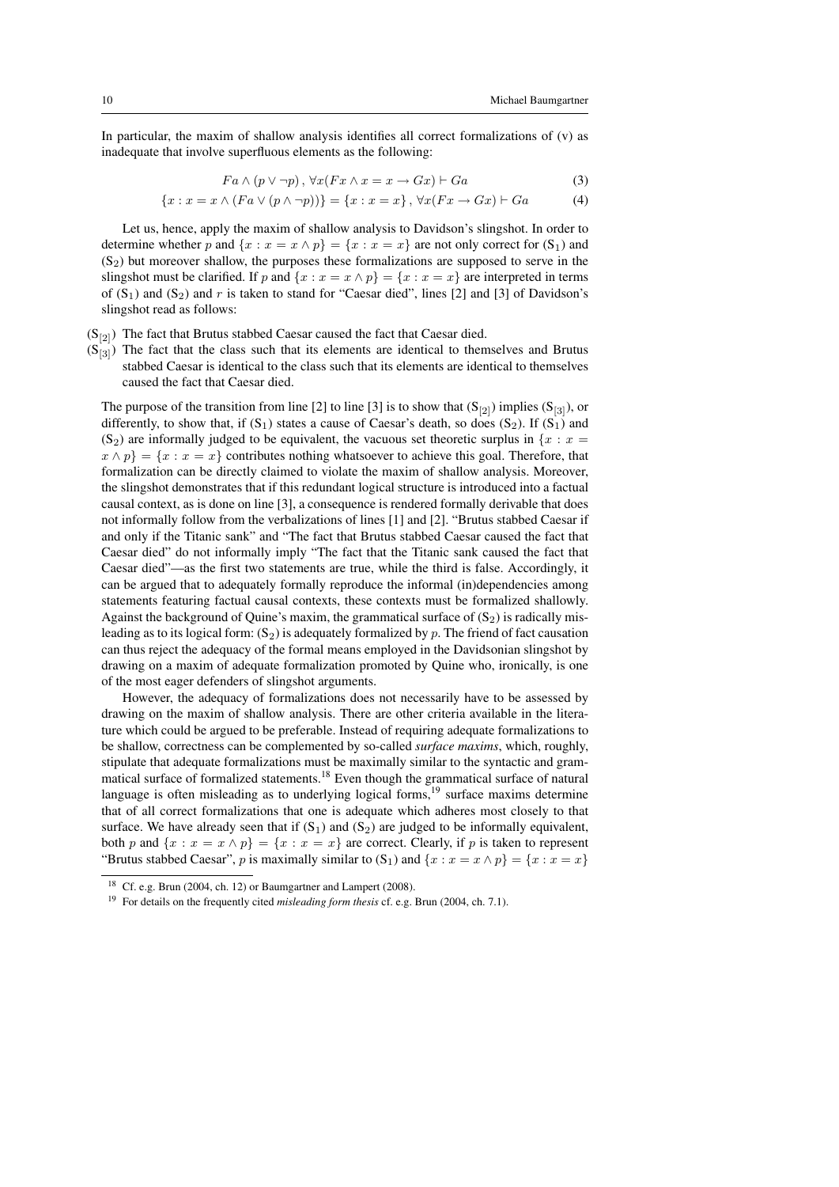In particular, the maxim of shallow analysis identifies all correct formalizations of (v) as inadequate that involve superfluous elements as the following:

$$Fa \wedge (p \vee \neg p)\,,\, \forall x(Fx \wedge x = x \rightarrow Gx) \vdash Ga \tag{3}$$

$$\{x : x = x \wedge (Fa \vee (p \wedge \neg p))\} = \{x : x = x\}\,,\, \forall x(Fx \rightarrow Gx) \vdash Ga \tag{4}$$

Let us, hence, apply the maxim of shallow analysis to Davidson's slingshot. In order to determine whether $p$ and $\{x : x = x \wedge p\} = \{x : x = x\}$ are not only correct for ($S_1$) and ($S_2$) but moreover shallow, the purposes these formalizations are supposed to serve in the slingshot must be clarified. If $p$ and $\{x : x = x \wedge p\} = \{x : x = x\}$ are interpreted in terms of ($S_1$) and ($S_2$) and $r$ is taken to stand for "Caesar died", lines [2] and [3] of Davidson's slingshot read as follows:

($S_{[2]}$) The fact that Brutus stabbed Caesar caused the fact that Caesar died.

($S_{[3]}$) The fact that the class such that its elements are identical to themselves and Brutus stabbed Caesar is identical to the class such that its elements are identical to themselves caused the fact that Caesar died.

The purpose of the transition from line [2] to line [3] is to show that ($S_{[2]}$) implies ($S_{[3]}$), or differently, to show that, if ($S_1$) states a cause of Caesar's death, so does ($S_2$). If ($S_1$) and ($S_2$) are informally judged to be equivalent, the vacuous set theoretic surplus in $\{x : x = x \wedge p\} = \{x : x = x\}$ contributes nothing whatsoever to achieve this goal. Therefore, that formalization can be directly claimed to violate the maxim of shallow analysis. Moreover, the slingshot demonstrates that if this redundant logical structure is introduced into a factual causal context, as is done on line [3], a consequence is rendered formally derivable that does not informally follow from the verbalizations of lines [1] and [2]. "Brutus stabbed Caesar if and only if the Titanic sank" and "The fact that Brutus stabbed Caesar caused the fact that Caesar died" do not informally imply "The fact that the Titanic sank caused the fact that Caesar died"—as the first two statements are true, while the third is false. Accordingly, it can be argued that to adequately formally reproduce the informal (in)dependencies among statements featuring factual causal contexts, these contexts must be formalized shallowly. Against the background of Quine's maxim, the grammatical surface of ($S_2$) is radically misleading as to its logical form: ($S_2$) is adequately formalized by $p$. The friend of fact causation can thus reject the adequacy of the formal means employed in the Davidsonian slingshot by drawing on a maxim of adequate formalization promoted by Quine who, ironically, is one of the most eager defenders of slingshot arguments.

However, the adequacy of formalizations does not necessarily have to be assessed by drawing on the maxim of shallow analysis. There are other criteria available in the literature which could be argued to be preferable. Instead of requiring adequate formalizations to be shallow, correctness can be complemented by so-called *surface maxims*, which, roughly, stipulate that adequate formalizations must be maximally similar to the syntactic and grammatical surface of formalized statements.[18] Even though the grammatical surface of natural language is often misleading as to underlying logical forms,[19] surface maxims determine that of all correct formalizations that one is adequate which adheres most closely to that surface. We have already seen that if ($S_1$) and ($S_2$) are judged to be informally equivalent, both $p$ and $\{x : x = x \wedge p\} = \{x : x = x\}$ are correct. Clearly, if $p$ is taken to represent "Brutus stabbed Caesar", $p$ is maximally similar to ($S_1$) and $\{x : x = x \wedge p\} = \{x : x = x\}$

[18] Cf. e.g. Brun (2004, ch. 12) or Baumgartner and Lampert (2008).

[19] For details on the frequently cited *misleading form thesis* cf. e.g. Brun (2004, ch. 7.1).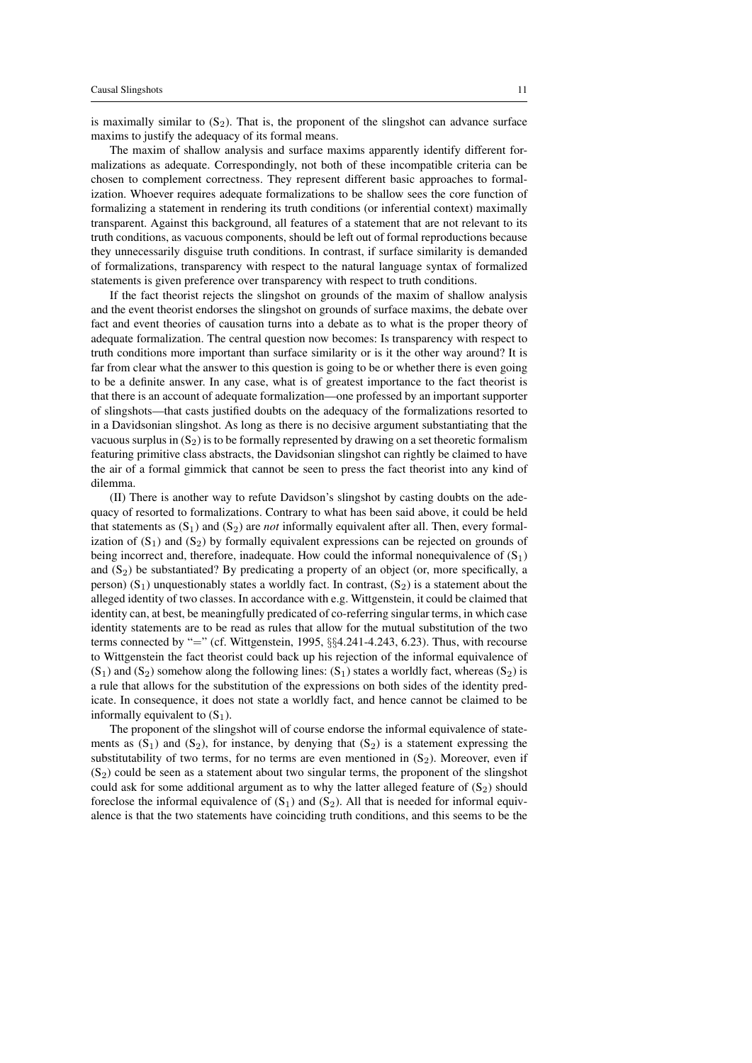is maximally similar to ($S_2$). That is, the proponent of the slingshot can advance surface maxims to justify the adequacy of its formal means.

The maxim of shallow analysis and surface maxims apparently identify different formalizations as adequate. Correspondingly, not both of these incompatible criteria can be chosen to complement correctness. They represent different basic approaches to formalization. Whoever requires adequate formalizations to be shallow sees the core function of formalizing a statement in rendering its truth conditions (or inferential context) maximally transparent. Against this background, all features of a statement that are not relevant to its truth conditions, as vacuous components, should be left out of formal reproductions because they unnecessarily disguise truth conditions. In contrast, if surface similarity is demanded of formalizations, transparency with respect to the natural language syntax of formalized statements is given preference over transparency with respect to truth conditions.

If the fact theorist rejects the slingshot on grounds of the maxim of shallow analysis and the event theorist endorses the slingshot on grounds of surface maxims, the debate over fact and event theories of causation turns into a debate as to what is the proper theory of adequate formalization. The central question now becomes: Is transparency with respect to truth conditions more important than surface similarity or is it the other way around? It is far from clear what the answer to this question is going to be or whether there is even going to be a definite answer. In any case, what is of greatest importance to the fact theorist is that there is an account of adequate formalization—one professed by an important supporter of slingshots—that casts justified doubts on the adequacy of the formalizations resorted to in a Davidsonian slingshot. As long as there is no decisive argument substantiating that the vacuous surplus in ($S_2$) is to be formally represented by drawing on a set theoretic formalism featuring primitive class abstracts, the Davidsonian slingshot can rightly be claimed to have the air of a formal gimmick that cannot be seen to press the fact theorist into any kind of dilemma.

(II) There is another way to refute Davidson's slingshot by casting doubts on the adequacy of resorted to formalizations. Contrary to what has been said above, it could be held that statements as ($S_1$) and ($S_2$) are *not* informally equivalent after all. Then, every formalization of ($S_1$) and ($S_2$) by formally equivalent expressions can be rejected on grounds of being incorrect and, therefore, inadequate. How could the informal nonequivalence of ($S_1$) and ($S_2$) be substantiated? By predicating a property of an object (or, more specifically, a person) ($S_1$) unquestionably states a worldly fact. In contrast, ($S_2$) is a statement about the alleged identity of two classes. In accordance with e.g. Wittgenstein, it could be claimed that identity can, at best, be meaningfully predicated of co-referring singular terms, in which case identity statements are to be read as rules that allow for the mutual substitution of the two terms connected by "=" (cf. Wittgenstein, 1995, §§4.241-4.243, 6.23). Thus, with recourse to Wittgenstein the fact theorist could back up his rejection of the informal equivalence of ($S_1$) and ($S_2$) somehow along the following lines: ($S_1$) states a worldly fact, whereas ($S_2$) is a rule that allows for the substitution of the expressions on both sides of the identity predicate. In consequence, it does not state a worldly fact, and hence cannot be claimed to be informally equivalent to ($S_1$).

The proponent of the slingshot will of course endorse the informal equivalence of statements as ($S_1$) and ($S_2$), for instance, by denying that ($S_2$) is a statement expressing the substitutability of two terms, for no terms are even mentioned in ($S_2$). Moreover, even if ($S_2$) could be seen as a statement about two singular terms, the proponent of the slingshot could ask for some additional argument as to why the latter alleged feature of ($S_2$) should foreclose the informal equivalence of ($S_1$) and ($S_2$). All that is needed for informal equivalence is that the two statements have coinciding truth conditions, and this seems to be the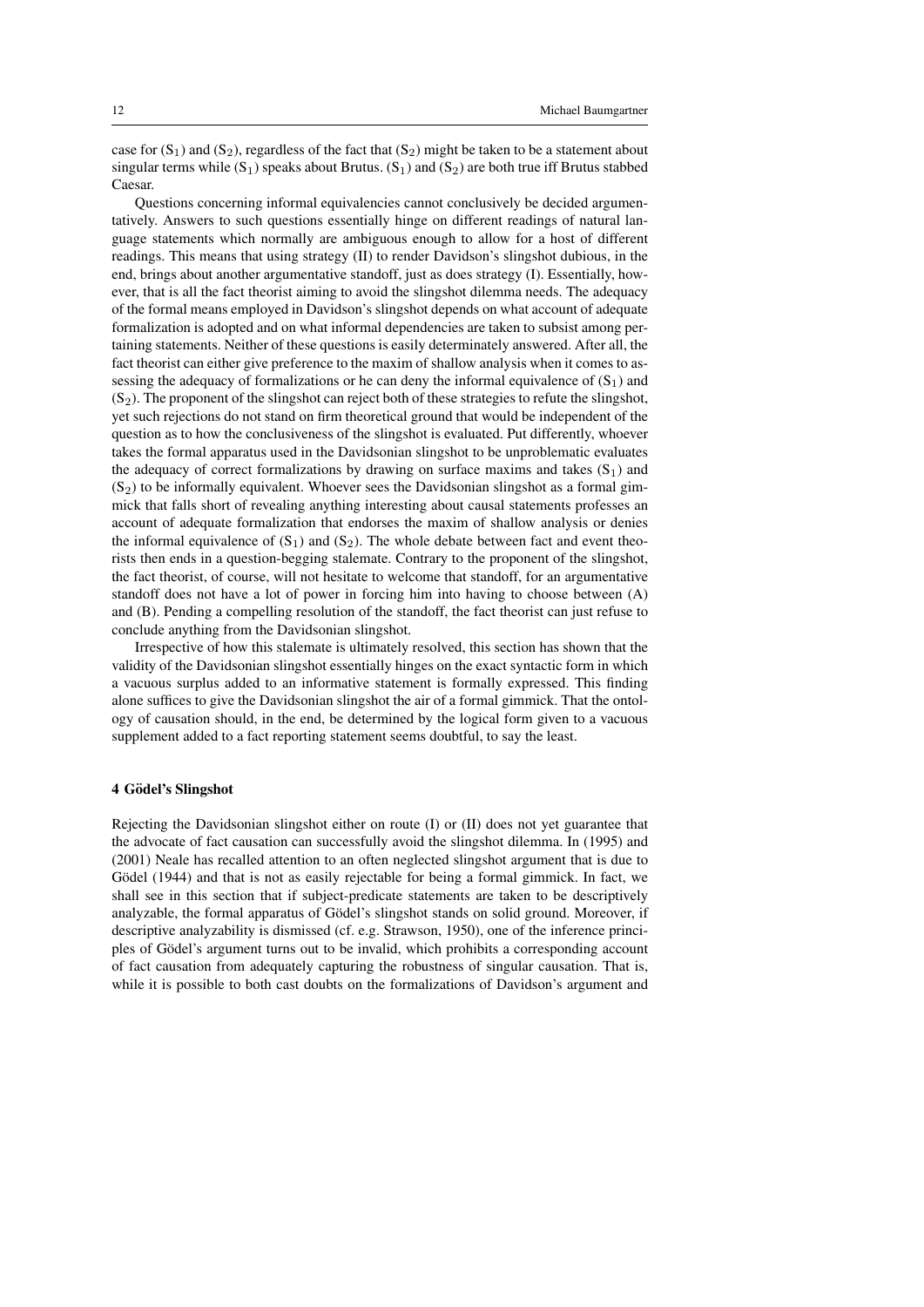case for ($S_1$) and ($S_2$), regardless of the fact that ($S_2$) might be taken to be a statement about singular terms while ($S_1$) speaks about Brutus. ($S_1$) and ($S_2$) are both true iff Brutus stabbed Caesar.

Questions concerning informal equivalencies cannot conclusively be decided argumentatively. Answers to such questions essentially hinge on different readings of natural language statements which normally are ambiguous enough to allow for a host of different readings. This means that using strategy (II) to render Davidson's slingshot dubious, in the end, brings about another argumentative standoff, just as does strategy (I). Essentially, however, that is all the fact theorist aiming to avoid the slingshot dilemma needs. The adequacy of the formal means employed in Davidson's slingshot depends on what account of adequate formalization is adopted and on what informal dependencies are taken to subsist among pertaining statements. Neither of these questions is easily determinately answered. After all, the fact theorist can either give preference to the maxim of shallow analysis when it comes to assessing the adequacy of formalizations or he can deny the informal equivalence of ($S_1$) and ($S_2$). The proponent of the slingshot can reject both of these strategies to refute the slingshot, yet such rejections do not stand on firm theoretical ground that would be independent of the question as to how the conclusiveness of the slingshot is evaluated. Put differently, whoever takes the formal apparatus used in the Davidsonian slingshot to be unproblematic evaluates the adequacy of correct formalizations by drawing on surface maxims and takes ($S_1$) and ($S_2$) to be informally equivalent. Whoever sees the Davidsonian slingshot as a formal gimmick that falls short of revealing anything interesting about causal statements professes an account of adequate formalization that endorses the maxim of shallow analysis or denies the informal equivalence of ($S_1$) and ($S_2$). The whole debate between fact and event theorists then ends in a question-begging stalemate. Contrary to the proponent of the slingshot, the fact theorist, of course, will not hesitate to welcome that standoff, for an argumentative standoff does not have a lot of power in forcing him into having to choose between (A) and (B). Pending a compelling resolution of the standoff, the fact theorist can just refuse to conclude anything from the Davidsonian slingshot.

Irrespective of how this stalemate is ultimately resolved, this section has shown that the validity of the Davidsonian slingshot essentially hinges on the exact syntactic form in which a vacuous surplus added to an informative statement is formally expressed. This finding alone suffices to give the Davidsonian slingshot the air of a formal gimmick. That the ontology of causation should, in the end, be determined by the logical form given to a vacuous supplement added to a fact reporting statement seems doubtful, to say the least.

## 4 Gödel's Slingshot

Rejecting the Davidsonian slingshot either on route (I) or (II) does not yet guarantee that the advocate of fact causation can successfully avoid the slingshot dilemma. In (1995) and (2001) Neale has recalled attention to an often neglected slingshot argument that is due to Gödel (1944) and that is not as easily rejectable for being a formal gimmick. In fact, we shall see in this section that if subject-predicate statements are taken to be descriptively analyzable, the formal apparatus of Gödel's slingshot stands on solid ground. Moreover, if descriptive analyzability is dismissed (cf. e.g. Strawson, 1950), one of the inference principles of Gödel's argument turns out to be invalid, which prohibits a corresponding account of fact causation from adequately capturing the robustness of singular causation. That is, while it is possible to both cast doubts on the formalizations of Davidson's argument and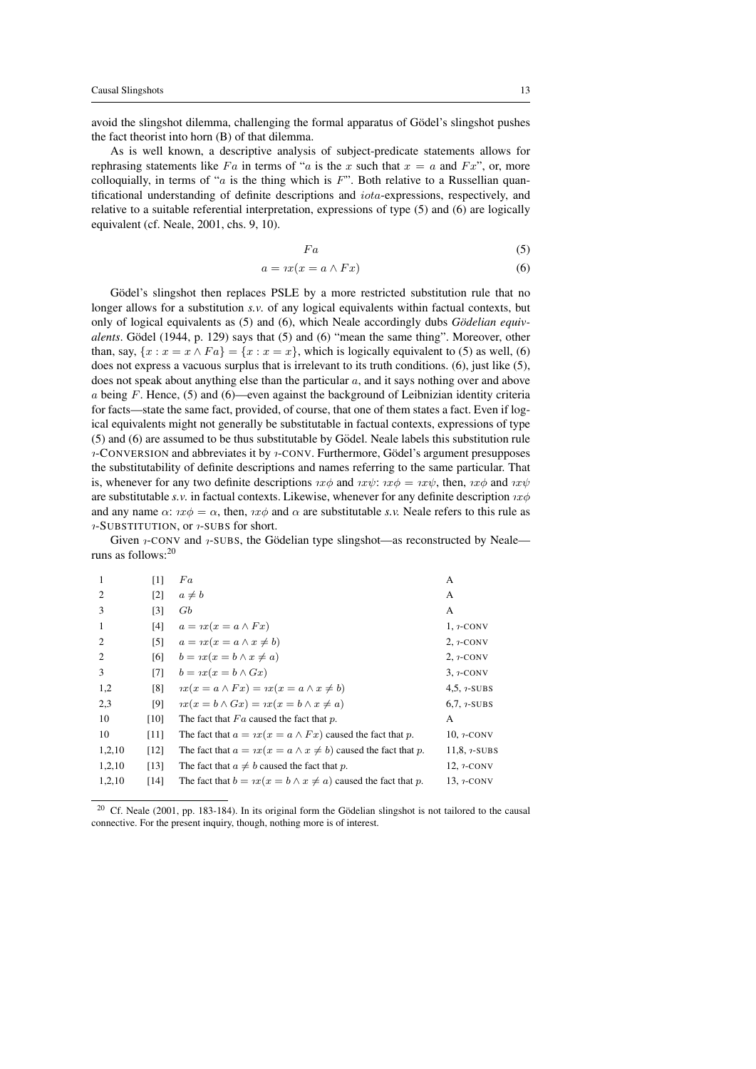avoid the slingshot dilemma, challenging the formal apparatus of Gödel's slingshot pushes the fact theorist into horn (B) of that dilemma.

As is well known, a descriptive analysis of subject-predicate statements allows for rephrasing statements like $Fa$ in terms of "$a$ is the $x$ such that $x = a$ and $Fx$", or, more colloquially, in terms of "$a$ is the thing which is $F$". Both relative to a Russellian quantificational understanding of definite descriptions and $iota$-expressions, respectively, and relative to a suitable referential interpretation, expressions of type (5) and (6) are logically equivalent (cf. Neale, 2001, chs. 9, 10).

$$Fa \tag{5}$$

$$a = \imath x(x = a \wedge Fx) \tag{6}$$

Gödel's slingshot then replaces PSLE by a more restricted substitution rule that no longer allows for a substitution *s.v.* of any logical equivalents within factual contexts, but only of logical equivalents as (5) and (6), which Neale accordingly dubs *Gödelian equivalents*. Gödel (1944, p. 129) says that (5) and (6) "mean the same thing". Moreover, other than, say, $\{x : x = x \wedge Fa\} = \{x : x = x\}$, which is logically equivalent to (5) as well, (6) does not express a vacuous surplus that is irrelevant to its truth conditions. (6), just like (5), does not speak about anything else than the particular $a$, and it says nothing over and above $a$ being $F$. Hence, (5) and (6)—even against the background of Leibnizian identity criteria for facts—state the same fact, provided, of course, that one of them states a fact. Even if logical equivalents might not generally be substitutable in factual contexts, expressions of type (5) and (6) are assumed to be thus substitutable by Gödel. Neale labels this substitution rule $\imath$-CONVERSION and abbreviates it by $\imath$-CONV. Furthermore, Gödel's argument presupposes the substitutability of definite descriptions and names referring to the same particular. That is, whenever for any two definite descriptions $\imath x\phi$ and $\imath x\psi$: $\imath x\phi = \imath x\psi$, then, $\imath x\phi$ and $\imath x\psi$ are substitutable *s.v.* in factual contexts. Likewise, whenever for any definite description $\imath x\phi$ and any name $\alpha$: $\imath x\phi = \alpha$, then, $\imath x\phi$ and $\alpha$ are substitutable *s.v.* Neale refers to this rule as $\imath$-SUBSTITUTION, or $\imath$-SUBS for short.

Given $\imath$-CONV and $\imath$-SUBS, the Gödelian type slingshot—as reconstructed by Neale—runs as follows:[20]

| | | | |
|---|---|---|---|
| 1 | [1] | $Fa$ | A |
| 2 | [2] | $a \neq b$ | A |
| 3 | [3] | $Gb$ | A |
| 1 | [4] | $a = \imath x(x = a \wedge Fx)$ | 1, $\imath$-CONV |
| 2 | [5] | $a = \imath x(x = a \wedge x \neq b)$ | 2, $\imath$-CONV |
| 2 | [6] | $b = \imath x(x = b \wedge x \neq a)$ | 2, $\imath$-CONV |
| 3 | [7] | $b = \imath x(x = b \wedge Gx)$ | 3, $\imath$-CONV |
| 1,2 | [8] | $\imath x(x = a \wedge Fx) = \imath x(x = a \wedge x \neq b)$ | 4,5, $\imath$-SUBS |
| 2,3 | [9] | $\imath x(x = b \wedge Gx) = \imath x(x = b \wedge x \neq a)$ | 6,7, $\imath$-SUBS |
| 10 | [10] | The fact that $Fa$ caused the fact that $p$. | A |
| 10 | [11] | The fact that $a = \imath x(x = a \wedge Fx)$ caused the fact that $p$. | 10, $\imath$-CONV |
| 1,2,10 | [12] | The fact that $a = \imath x(x = a \wedge x \neq b)$ caused the fact that $p$. | 11,8, $\imath$-SUBS |
| 1,2,10 | [13] | The fact that $a \neq b$ caused the fact that $p$. | 12, $\imath$-CONV |
| 1,2,10 | [14] | The fact that $b = \imath x(x = b \wedge x \neq a)$ caused the fact that $p$. | 13, $\imath$-CONV |

[20] Cf. Neale (2001, pp. 183-184). In its original form the Gödelian slingshot is not tailored to the causal connective. For the present inquiry, though, nothing more is of interest.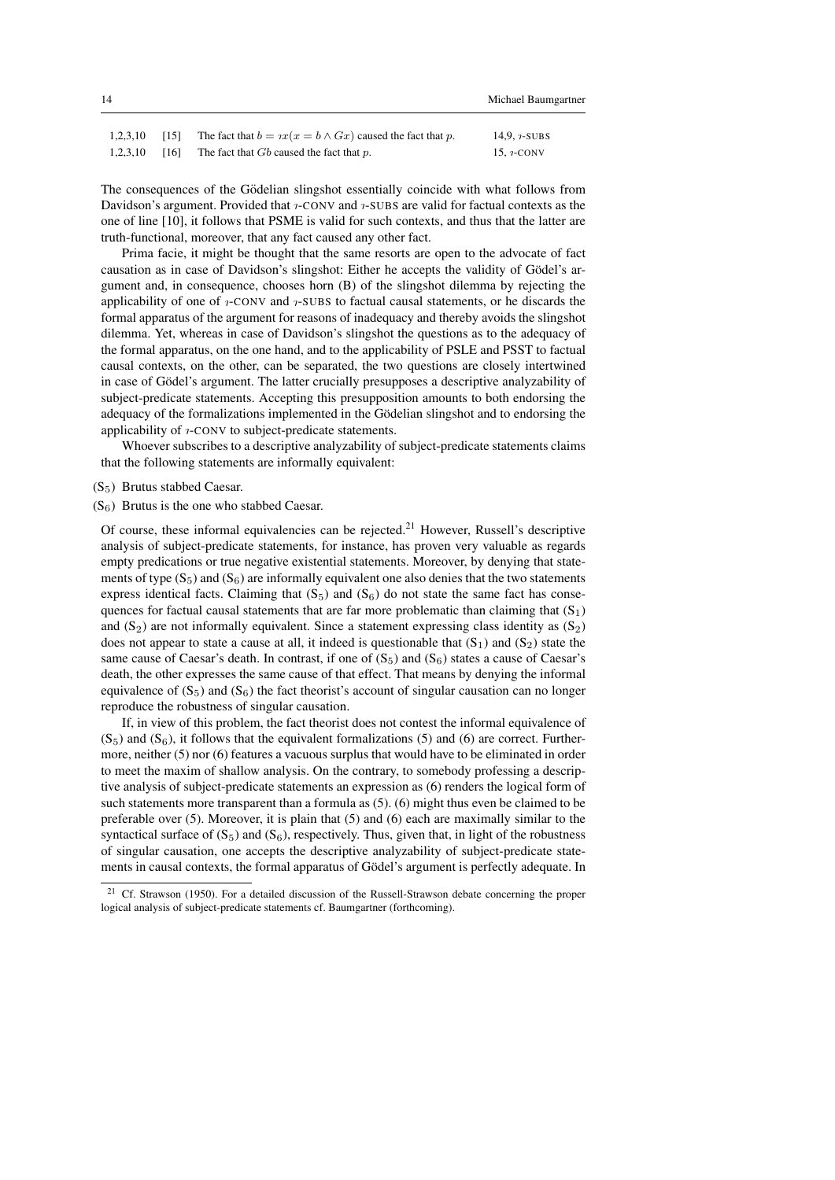| | | | |
|---|---|---|---|
| 1,2,3,10 | [15] | The fact that $b = \imath x(x = b \wedge Gx)$ caused the fact that $p$. | 14,9, $\imath$-SUBS |
| 1,2,3,10 | [16] | The fact that $Gb$ caused the fact that $p$. | 15, $\imath$-CONV |

The consequences of the Gödelian slingshot essentially coincide with what follows from Davidson's argument. Provided that $\imath$-CONV and $\imath$-SUBS are valid for factual contexts as the one of line [10], it follows that PSME is valid for such contexts, and thus that the latter are truth-functional, moreover, that any fact caused any other fact.

Prima facie, it might be thought that the same resorts are open to the advocate of fact causation as in case of Davidson's slingshot: Either he accepts the validity of Gödel's argument and, in consequence, chooses horn (B) of the slingshot dilemma by rejecting the applicability of one of $\imath$-CONV and $\imath$-SUBS to factual causal statements, or he discards the formal apparatus of the argument for reasons of inadequacy and thereby avoids the slingshot dilemma. Yet, whereas in case of Davidson's slingshot the questions as to the adequacy of the formal apparatus, on the one hand, and to the applicability of PSLE and PSST to factual causal contexts, on the other, can be separated, the two questions are closely intertwined in case of Gödel's argument. The latter crucially presupposes a descriptive analyzability of subject-predicate statements. Accepting this presupposition amounts to both endorsing the adequacy of the formalizations implemented in the Gödelian slingshot and to endorsing the applicability of $\imath$-CONV to subject-predicate statements.

Whoever subscribes to a descriptive analyzability of subject-predicate statements claims that the following statements are informally equivalent:

($S_5$) Brutus stabbed Caesar.

($S_6$) Brutus is the one who stabbed Caesar.

Of course, these informal equivalencies can be rejected.[21] However, Russell's descriptive analysis of subject-predicate statements, for instance, has proven very valuable as regards empty predications or true negative existential statements. Moreover, by denying that statements of type ($S_5$) and ($S_6$) are informally equivalent one also denies that the two statements express identical facts. Claiming that ($S_5$) and ($S_6$) do not state the same fact has consequences for factual causal statements that are far more problematic than claiming that ($S_1$) and ($S_2$) are not informally equivalent. Since a statement expressing class identity as ($S_2$) does not appear to state a cause at all, it indeed is questionable that ($S_1$) and ($S_2$) state the same cause of Caesar's death. In contrast, if one of ($S_5$) and ($S_6$) states a cause of Caesar's death, the other expresses the same cause of that effect. That means by denying the informal equivalence of ($S_5$) and ($S_6$) the fact theorist's account of singular causation can no longer reproduce the robustness of singular causation.

If, in view of this problem, the fact theorist does not contest the informal equivalence of ($S_5$) and ($S_6$), it follows that the equivalent formalizations (5) and (6) are correct. Furthermore, neither (5) nor (6) features a vacuous surplus that would have to be eliminated in order to meet the maxim of shallow analysis. On the contrary, to somebody professing a descriptive analysis of subject-predicate statements an expression as (6) renders the logical form of such statements more transparent than a formula as (5). (6) might thus even be claimed to be preferable over (5). Moreover, it is plain that (5) and (6) each are maximally similar to the syntactical surface of ($S_5$) and ($S_6$), respectively. Thus, given that, in light of the robustness of singular causation, one accepts the descriptive analyzability of subject-predicate statements in causal contexts, the formal apparatus of Gödel's argument is perfectly adequate. In

[21] Cf. Strawson (1950). For a detailed discussion of the Russell-Strawson debate concerning the proper logical analysis of subject-predicate statements cf. Baumgartner (forthcoming).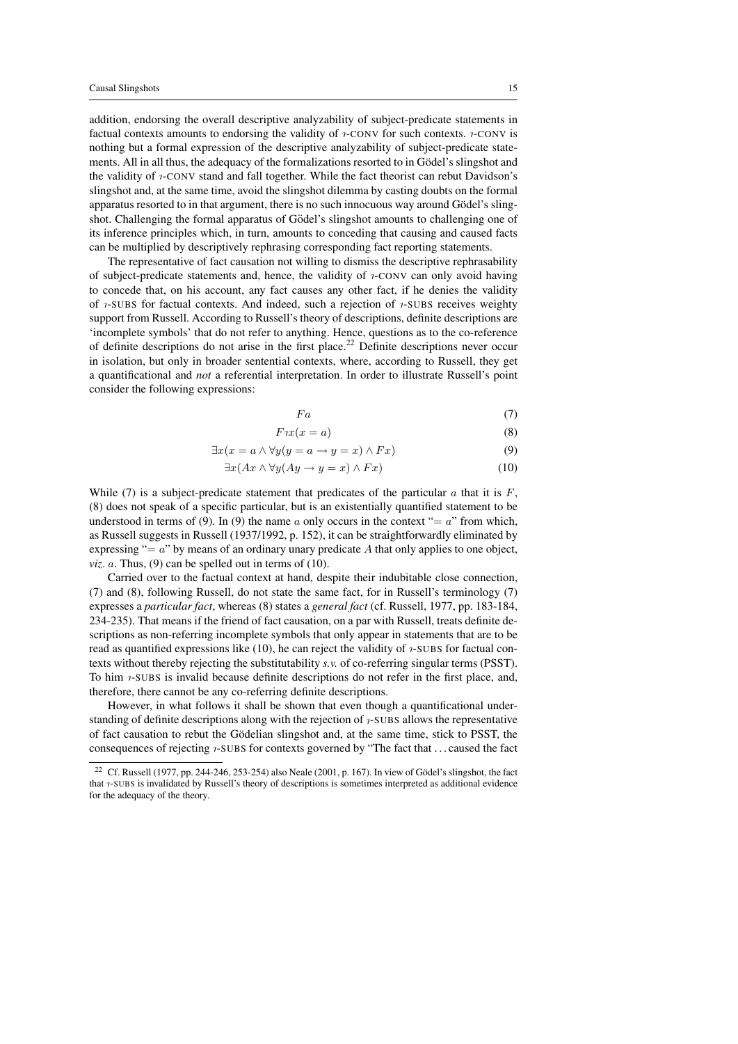addition, endorsing the overall descriptive analyzability of subject-predicate statements in factual contexts amounts to endorsing the validity of $\imath$-CONV for such contexts. $\imath$-CONV is nothing but a formal expression of the descriptive analyzability of subject-predicate statements. All in all thus, the adequacy of the formalizations resorted to in Gödel's slingshot and the validity of $\imath$-CONV stand and fall together. While the fact theorist can rebut Davidson's slingshot and, at the same time, avoid the slingshot dilemma by casting doubts on the formal apparatus resorted to in that argument, there is no such innocuous way around Gödel's slingshot. Challenging the formal apparatus of Gödel's slingshot amounts to challenging one of its inference principles which, in turn, amounts to conceding that causing and caused facts can be multiplied by descriptively rephrasing corresponding fact reporting statements.

The representative of fact causation not willing to dismiss the descriptive rephrasability of subject-predicate statements and, hence, the validity of $\imath$-CONV can only avoid having to concede that, on his account, any fact causes any other fact, if he denies the validity of $\imath$-SUBS for factual contexts. And indeed, such a rejection of $\imath$-SUBS receives weighty support from Russell. According to Russell's theory of descriptions, definite descriptions are 'incomplete symbols' that do not refer to anything. Hence, questions as to the co-reference of definite descriptions do not arise in the first place.[22] Definite descriptions never occur in isolation, but only in broader sentential contexts, where, according to Russell, they get a quantificational and *not* a referential interpretation. In order to illustrate Russell's point consider the following expressions:

$$Fa \tag{7}$$

$$F\imath x(x = a) \tag{8}$$

$$\exists x(x = a \land \forall y(y = a \rightarrow y = x) \land Fx) \tag{9}$$

$$\exists x(Ax \land \forall y(Ay \rightarrow y = x) \land Fx) \tag{10}$$

While (7) is a subject-predicate statement that predicates of the particular $a$ that it is $F$, (8) does not speak of a specific particular, but is an existentially quantified statement to be understood in terms of (9). In (9) the name $a$ only occurs in the context "$= a$" from which, as Russell suggests in Russell (1937/1992, p. 152), it can be straightforwardly eliminated by expressing "$= a$" by means of an ordinary unary predicate $A$ that only applies to one object, *viz*. $a$. Thus, (9) can be spelled out in terms of (10).

Carried over to the factual context at hand, despite their indubitable close connection, (7) and (8), following Russell, do not state the same fact, for in Russell's terminology (7) expresses a *particular fact*, whereas (8) states a *general fact* (cf. Russell, 1977, pp. 183-184, 234-235). That means if the friend of fact causation, on a par with Russell, treats definite descriptions as non-referring incomplete symbols that only appear in statements that are to be read as quantified expressions like (10), he can reject the validity of $\imath$-SUBS for factual contexts without thereby rejecting the substitutability *s.v.* of co-referring singular terms (PSST). To him $\imath$-SUBS is invalid because definite descriptions do not refer in the first place, and, therefore, there cannot be any co-referring definite descriptions.

However, in what follows it shall be shown that even though a quantificational understanding of definite descriptions along with the rejection of $\imath$-SUBS allows the representative of fact causation to rebut the Gödelian slingshot and, at the same time, stick to PSST, the consequences of rejecting $\imath$-SUBS for contexts governed by "The fact that ... caused the fact

[22] Cf. Russell (1977, pp. 244-246, 253-254) also Neale (2001, p. 167). In view of Gödel's slingshot, the fact that $\imath$-SUBS is invalidated by Russell's theory of descriptions is sometimes interpreted as additional evidence for the adequacy of the theory.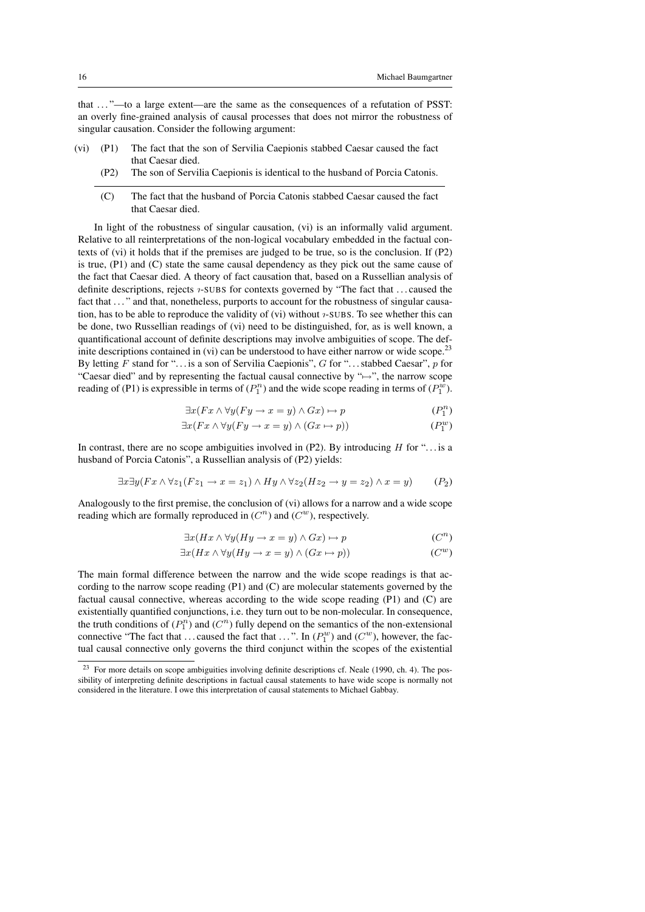that ..."—to a large extent—are the same as the consequences of a refutation of PSST: an overly fine-grained analysis of causal processes that does not mirror the robustness of singular causation. Consider the following argument:

(vi) (P1) The fact that the son of Servilia Caepionis stabbed Caesar caused the fact that Caesar died.

(P2) The son of Servilia Caepionis is identical to the husband of Porcia Catonis.

---

(C) The fact that the husband of Porcia Catonis stabbed Caesar caused the fact that Caesar died.

In light of the robustness of singular causation, (vi) is an informally valid argument. Relative to all reinterpretations of the non-logical vocabulary embedded in the factual contexts of (vi) it holds that if the premises are judged to be true, so is the conclusion. If (P2) is true, (P1) and (C) state the same causal dependency as they pick out the same cause of the fact that Caesar died. A theory of fact causation that, based on a Russellian analysis of definite descriptions, rejects ɿ-SUBS for contexts governed by "The fact that ... caused the fact that ..." and that, nonetheless, purports to account for the robustness of singular causation, has to be able to reproduce the validity of (vi) without ɿ-SUBS. To see whether this can be done, two Russellian readings of (vi) need to be distinguished, for, as is well known, a quantificational account of definite descriptions may involve ambiguities of scope. The definite descriptions contained in (vi) can be understood to have either narrow or wide scope.[23] By letting $F$ stand for "... is a son of Servilia Caepionis", $G$ for "... stabbed Caesar", $p$ for "Caesar died" and by representing the factual causal connective by "$\mapsto$", the narrow scope reading of (P1) is expressible in terms of ($P_1^n$) and the wide scope reading in terms of ($P_1^w$).

$$\exists x(Fx \wedge \forall y(Fy \rightarrow x = y) \wedge Gx) \mapsto p \qquad (P_1^n)$$

$$\exists x(Fx \wedge \forall y(Fy \rightarrow x = y) \wedge (Gx \mapsto p)) \qquad (P_1^w)$$

In contrast, there are no scope ambiguities involved in (P2). By introducing $H$ for "... is a husband of Porcia Catonis", a Russellian analysis of (P2) yields:

$$\exists x \exists y(Fx \wedge \forall z_1(Fz_1 \rightarrow x = z_1) \wedge Hy \wedge \forall z_2(Hz_2 \rightarrow y = z_2) \wedge x = y) \qquad (P_2)$$

Analogously to the first premise, the conclusion of (vi) allows for a narrow and a wide scope reading which are formally reproduced in ($C^n$) and ($C^w$), respectively.

$$\exists x(Hx \wedge \forall y(Hy \rightarrow x = y) \wedge Gx) \mapsto p \qquad (C^n)$$

$$\exists x(Hx \wedge \forall y(Hy \rightarrow x = y) \wedge (Gx \mapsto p)) \qquad (C^w)$$

The main formal difference between the narrow and the wide scope readings is that according to the narrow scope reading (P1) and (C) are molecular statements governed by the factual causal connective, whereas according to the wide scope reading (P1) and (C) are existentially quantified conjunctions, i.e. they turn out to be non-molecular. In consequence, the truth conditions of ($P_1^n$) and ($C^n$) fully depend on the semantics of the non-extensional connective "The fact that ... caused the fact that ...". In ($P_1^w$) and ($C^w$), however, the factual causal connective only governs the third conjunct within the scopes of the existential

[23] For more details on scope ambiguities involving definite descriptions cf. Neale (1990, ch. 4). The possibility of interpreting definite descriptions in factual causal statements to have wide scope is normally not considered in the literature. I owe this interpretation of causal statements to Michael Gabbay.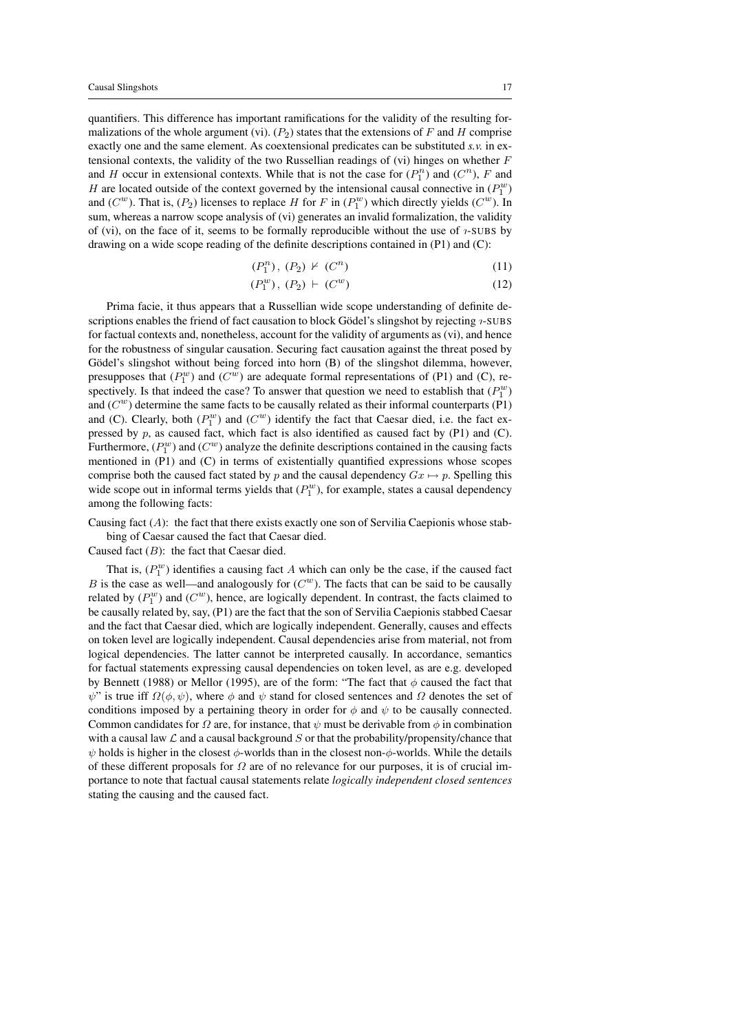quantifiers. This difference has important ramifications for the validity of the resulting formalizations of the whole argument (vi). $(P_2)$ states that the extensions of $F$ and $H$ comprise exactly one and the same element. As coextensional predicates can be substituted *s.v.* in extensional contexts, the validity of the two Russellian readings of (vi) hinges on whether $F$ and $H$ occur in extensional contexts. While that is not the case for $(P_1^n)$ and $(C^n)$, $F$ and $H$ are located outside of the context governed by the intensional causal connective in $(P_1^w)$ and $(C^w)$. That is, $(P_2)$ licenses to replace $H$ for $F$ in $(P_1^w)$ which directly yields $(C^w)$. In sum, whereas a narrow scope analysis of (vi) generates an invalid formalization, the validity of (vi), on the face of it, seems to be formally reproducible without the use of $\imath$-SUBS by drawing on a wide scope reading of the definite descriptions contained in (P1) and (C):

$$(P_1^n),\ (P_2)\ \nvdash\ (C^n) \tag{11}$$

$$(P_1^w),\ (P_2)\ \vdash\ (C^w) \tag{12}$$

Prima facie, it thus appears that a Russellian wide scope understanding of definite descriptions enables the friend of fact causation to block Gödel's slingshot by rejecting $\imath$-SUBS for factual contexts and, nonetheless, account for the validity of arguments as (vi), and hence for the robustness of singular causation. Securing fact causation against the threat posed by Gödel's slingshot without being forced into horn (B) of the slingshot dilemma, however, presupposes that $(P_1^w)$ and $(C^w)$ are adequate formal representations of (P1) and (C), respectively. Is that indeed the case? To answer that question we need to establish that $(P_1^w)$ and $(C^w)$ determine the same facts to be causally related as their informal counterparts (P1) and (C). Clearly, both $(P_1^w)$ and $(C^w)$ identify the fact that Caesar died, i.e. the fact expressed by $p$, as caused fact, which fact is also identified as caused fact by (P1) and (C). Furthermore, $(P_1^w)$ and $(C^w)$ analyze the definite descriptions contained in the causing facts mentioned in (P1) and (C) in terms of existentially quantified expressions whose scopes comprise both the caused fact stated by $p$ and the causal dependency $Gx \mapsto p$. Spelling this wide scope out in informal terms yields that $(P_1^w)$, for example, states a causal dependency among the following facts:

Causing fact $(A)$: the fact that there exists exactly one son of Servilia Caepionis whose stabbing of Caesar caused the fact that Caesar died.

Caused fact $(B)$: the fact that Caesar died.

That is, $(P_1^w)$ identifies a causing fact $A$ which can only be the case, if the caused fact $B$ is the case as well—and analogously for $(C^w)$. The facts that can be said to be causally related by $(P_1^w)$ and $(C^w)$, hence, are logically dependent. In contrast, the facts claimed to be causally related by, say, (P1) are the fact that the son of Servilia Caepionis stabbed Caesar and the fact that Caesar died, which are logically independent. Generally, causes and effects on token level are logically independent. Causal dependencies arise from material, not from logical dependencies. The latter cannot be interpreted causally. In accordance, semantics for factual statements expressing causal dependencies on token level, as are e.g. developed by Bennett (1988) or Mellor (1995), are of the form: "The fact that $\phi$ caused the fact that $\psi$" is true iff $\Omega(\phi, \psi)$, where $\phi$ and $\psi$ stand for closed sentences and $\Omega$ denotes the set of conditions imposed by a pertaining theory in order for $\phi$ and $\psi$ to be causally connected. Common candidates for $\Omega$ are, for instance, that $\psi$ must be derivable from $\phi$ in combination with a causal law $\mathcal{L}$ and a causal background $S$ or that the probability/propensity/chance that $\psi$ holds is higher in the closest $\phi$-worlds than in the closest non-$\phi$-worlds. While the details of these different proposals for $\Omega$ are of no relevance for our purposes, it is of crucial importance to note that factual causal statements relate *logically independent closed sentences* stating the causing and the caused fact.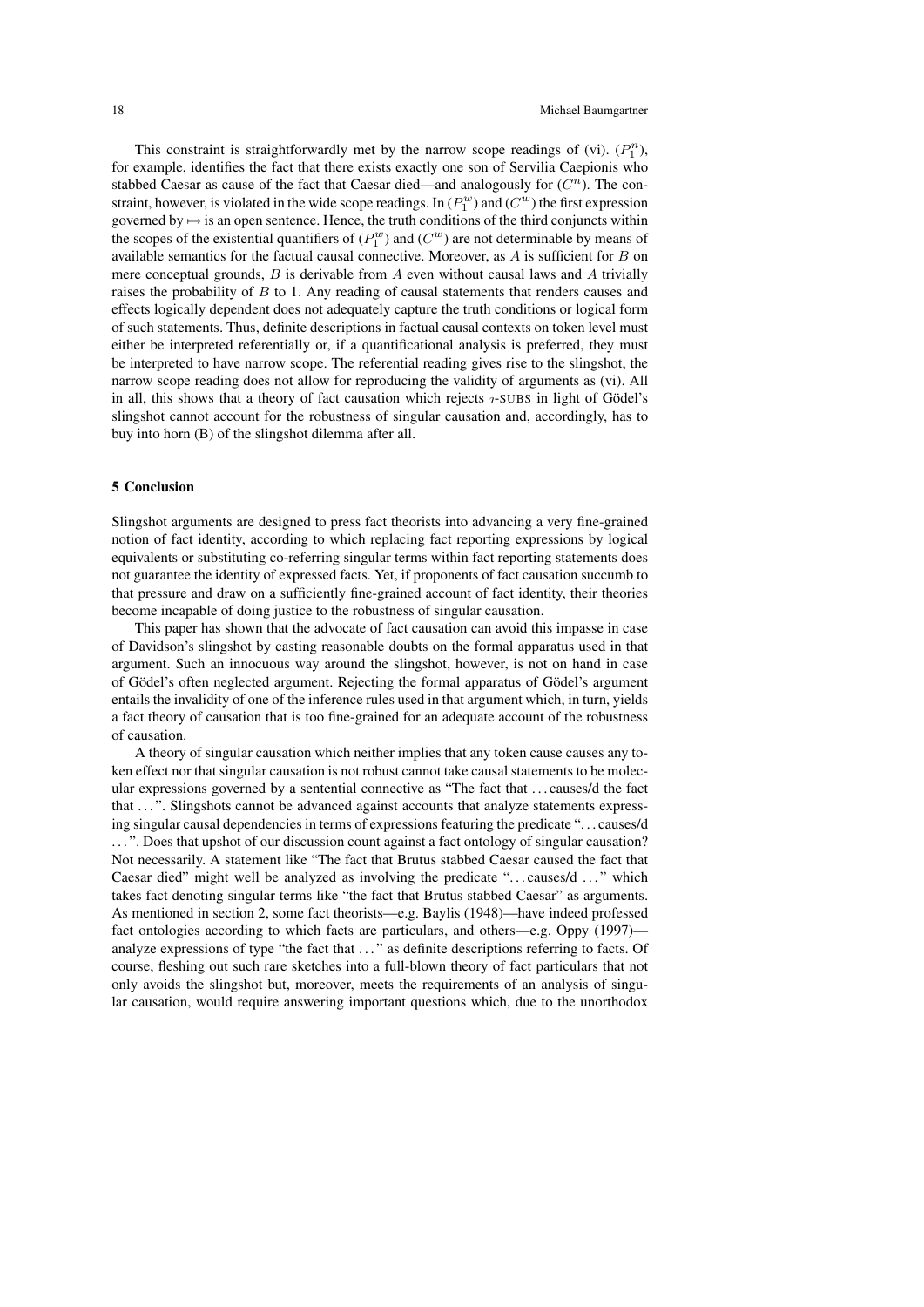This constraint is straightforwardly met by the narrow scope readings of (vi). ($P_1^n$), for example, identifies the fact that there exists exactly one son of Servilia Caepionis who stabbed Caesar as cause of the fact that Caesar died—and analogously for ($C^n$). The constraint, however, is violated in the wide scope readings. In ($P_1^w$) and ($C^w$) the first expression governed by $\mapsto$ is an open sentence. Hence, the truth conditions of the third conjuncts within the scopes of the existential quantifiers of ($P_1^w$) and ($C^w$) are not determinable by means of available semantics for the factual causal connective. Moreover, as $A$ is sufficient for $B$ on mere conceptual grounds, $B$ is derivable from $A$ even without causal laws and $A$ trivially raises the probability of $B$ to 1. Any reading of causal statements that renders causes and effects logically dependent does not adequately capture the truth conditions or logical form of such statements. Thus, definite descriptions in factual causal contexts on token level must either be interpreted referentially or, if a quantificational analysis is preferred, they must be interpreted to have narrow scope. The referential reading gives rise to the slingshot, the narrow scope reading does not allow for reproducing the validity of arguments as (vi). All in all, this shows that a theory of fact causation which rejects $\imath$-SUBS in light of Gödel's slingshot cannot account for the robustness of singular causation and, accordingly, has to buy into horn (B) of the slingshot dilemma after all.

## 5 Conclusion

Slingshot arguments are designed to press fact theorists into advancing a very fine-grained notion of fact identity, according to which replacing fact reporting expressions by logical equivalents or substituting co-referring singular terms within fact reporting statements does not guarantee the identity of expressed facts. Yet, if proponents of fact causation succumb to that pressure and draw on a sufficiently fine-grained account of fact identity, their theories become incapable of doing justice to the robustness of singular causation.

This paper has shown that the advocate of fact causation can avoid this impasse in case of Davidson's slingshot by casting reasonable doubts on the formal apparatus used in that argument. Such an innocuous way around the slingshot, however, is not on hand in case of Gödel's often neglected argument. Rejecting the formal apparatus of Gödel's argument entails the invalidity of one of the inference rules used in that argument which, in turn, yields a fact theory of causation that is too fine-grained for an adequate account of the robustness of causation.

A theory of singular causation which neither implies that any token cause causes any token effect nor that singular causation is not robust cannot take causal statements to be molecular expressions governed by a sentential connective as "The fact that ... causes/d the fact that ...". Slingshots cannot be advanced against accounts that analyze statements expressing singular causal dependencies in terms of expressions featuring the predicate "... causes/d ...". Does that upshot of our discussion count against a fact ontology of singular causation? Not necessarily. A statement like "The fact that Brutus stabbed Caesar caused the fact that Caesar died" might well be analyzed as involving the predicate "... causes/d ..." which takes fact denoting singular terms like "the fact that Brutus stabbed Caesar" as arguments. As mentioned in section 2, some fact theorists—e.g. Baylis (1948)—have indeed professed fact ontologies according to which facts are particulars, and others—e.g. Oppy (1997)—analyze expressions of type "the fact that ..." as definite descriptions referring to facts. Of course, fleshing out such rare sketches into a full-blown theory of fact particulars that not only avoids the slingshot but, moreover, meets the requirements of an analysis of singular causation, would require answering important questions which, due to the unorthodox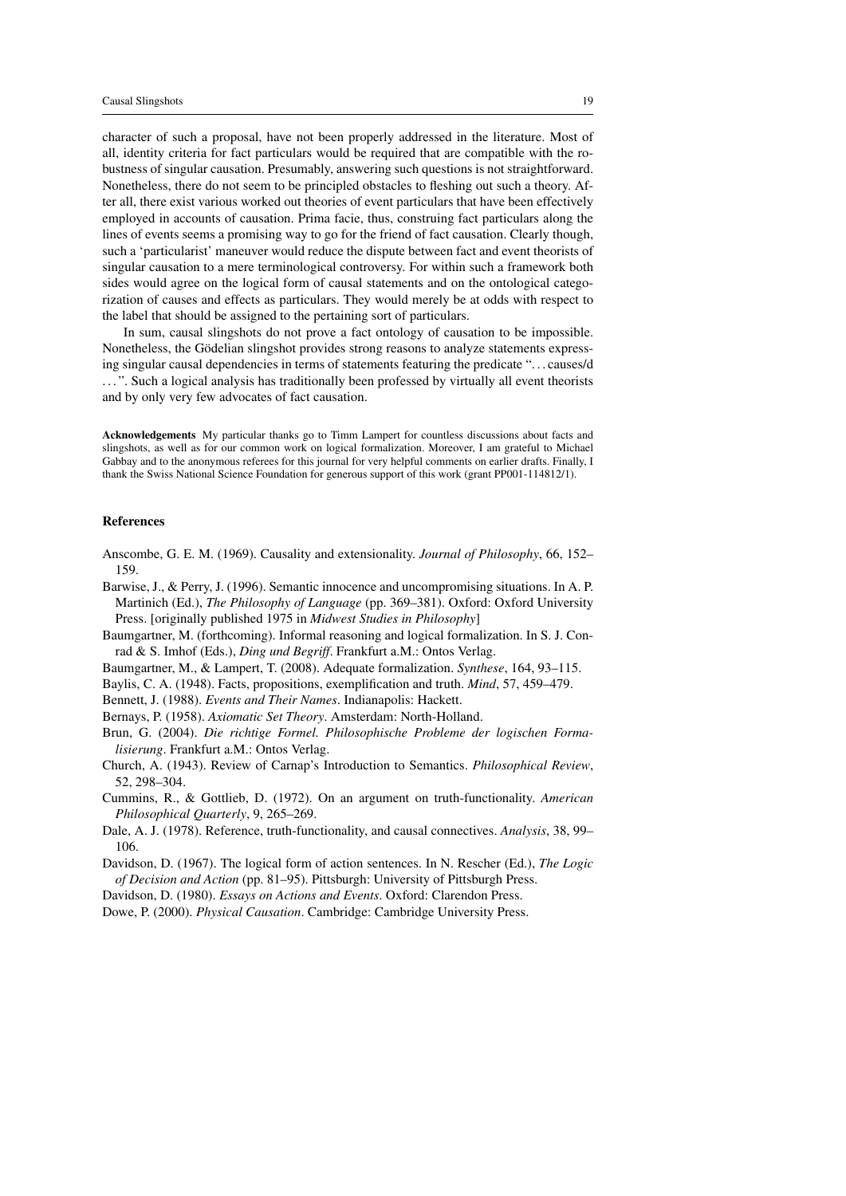character of such a proposal, have not been properly addressed in the literature. Most of all, identity criteria for fact particulars would be required that are compatible with the robustness of singular causation. Presumably, answering such questions is not straightforward. Nonetheless, there do not seem to be principled obstacles to fleshing out such a theory. After all, there exist various worked out theories of event particulars that have been effectively employed in accounts of causation. Prima facie, thus, construing fact particulars along the lines of events seems a promising way to go for the friend of fact causation. Clearly though, such a 'particularist' maneuver would reduce the dispute between fact and event theorists of singular causation to a mere terminological controversy. For within such a framework both sides would agree on the logical form of causal statements and on the ontological categorization of causes and effects as particulars. They would merely be at odds with respect to the label that should be assigned to the pertaining sort of particulars.

In sum, causal slingshots do not prove a fact ontology of causation to be impossible. Nonetheless, the Gödelian slingshot provides strong reasons to analyze statements expressing singular causal dependencies in terms of statements featuring the predicate "... causes/d ...". Such a logical analysis has traditionally been professed by virtually all event theorists and by only very few advocates of fact causation.

**Acknowledgements** My particular thanks go to Timm Lampert for countless discussions about facts and slingshots, as well as for our common work on logical formalization. Moreover, I am grateful to Michael Gabbay and to the anonymous referees for this journal for very helpful comments on earlier drafts. Finally, I thank the Swiss National Science Foundation for generous support of this work (grant PP001-114812/1).

## References

Anscombe, G. E. M. (1969). Causality and extensionality. *Journal of Philosophy*, 66, 152–159.

Barwise, J., & Perry, J. (1996). Semantic innocence and uncompromising situations. In A. P. Martinich (Ed.), *The Philosophy of Language* (pp. 369–381). Oxford: Oxford University Press. [originally published 1975 in *Midwest Studies in Philosophy*]

Baumgartner, M. (forthcoming). Informal reasoning and logical formalization. In S. J. Conrad & S. Imhof (Eds.), *Ding und Begriff*. Frankfurt a.M.: Ontos Verlag.

Baumgartner, M., & Lampert, T. (2008). Adequate formalization. *Synthese*, 164, 93–115.

Baylis, C. A. (1948). Facts, propositions, exemplification and truth. *Mind*, 57, 459–479.

Bennett, J. (1988). *Events and Their Names*. Indianapolis: Hackett.

Bernays, P. (1958). *Axiomatic Set Theory*. Amsterdam: North-Holland.

Brun, G. (2004). *Die richtige Formel. Philosophische Probleme der logischen Formalisierung*. Frankfurt a.M.: Ontos Verlag.

Church, A. (1943). Review of Carnap's Introduction to Semantics. *Philosophical Review*, 52, 298–304.

Cummins, R., & Gottlieb, D. (1972). On an argument on truth-functionality. *American Philosophical Quarterly*, 9, 265–269.

Dale, A. J. (1978). Reference, truth-functionality, and causal connectives. *Analysis*, 38, 99–106.

Davidson, D. (1967). The logical form of action sentences. In N. Rescher (Ed.), *The Logic of Decision and Action* (pp. 81–95). Pittsburgh: University of Pittsburgh Press.

Davidson, D. (1980). *Essays on Actions and Events*. Oxford: Clarendon Press.

Dowe, P. (2000). *Physical Causation*. Cambridge: Cambridge University Press.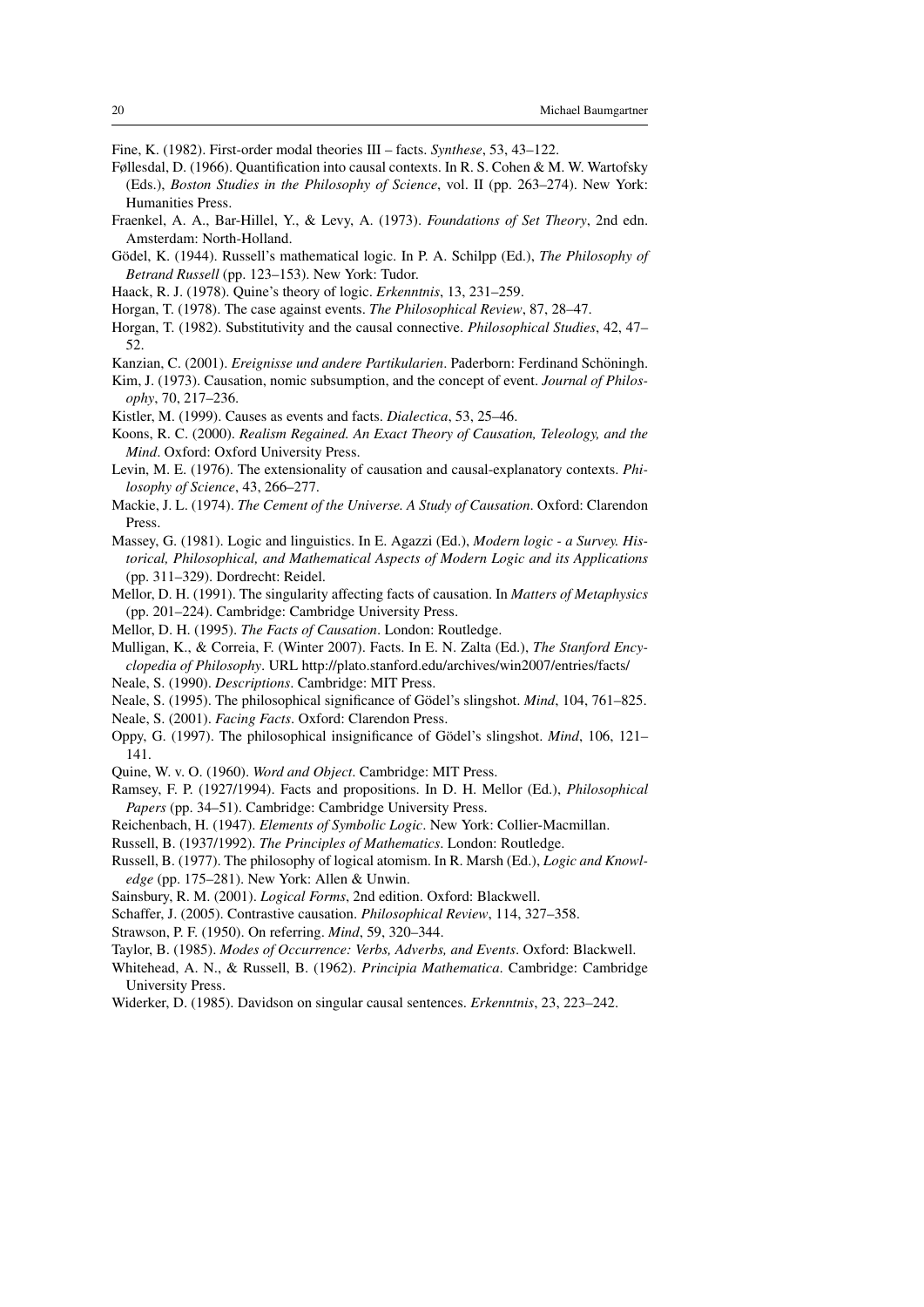Fine, K. (1982). First-order modal theories III – facts. *Synthese*, 53, 43–122.

Føllesdal, D. (1966). Quantification into causal contexts. In R. S. Cohen & M. W. Wartofsky (Eds.), *Boston Studies in the Philosophy of Science*, vol. II (pp. 263–274). New York: Humanities Press.

Fraenkel, A. A., Bar-Hillel, Y., & Levy, A. (1973). *Foundations of Set Theory*, 2nd edn. Amsterdam: North-Holland.

Gödel, K. (1944). Russell's mathematical logic. In P. A. Schilpp (Ed.), *The Philosophy of Betrand Russell* (pp. 123–153). New York: Tudor.

Haack, R. J. (1978). Quine's theory of logic. *Erkenntnis*, 13, 231–259.

Horgan, T. (1978). The case against events. *The Philosophical Review*, 87, 28–47.

Horgan, T. (1982). Substitutivity and the causal connective. *Philosophical Studies*, 42, 47–52.

Kanzian, C. (2001). *Ereignisse und andere Partikularien*. Paderborn: Ferdinand Schöningh.

Kim, J. (1973). Causation, nomic subsumption, and the concept of event. *Journal of Philosophy*, 70, 217–236.

Kistler, M. (1999). Causes as events and facts. *Dialectica*, 53, 25–46.

Koons, R. C. (2000). *Realism Regained. An Exact Theory of Causation, Teleology, and the Mind*. Oxford: Oxford University Press.

Levin, M. E. (1976). The extensionality of causation and causal-explanatory contexts. *Philosophy of Science*, 43, 266–277.

Mackie, J. L. (1974). *The Cement of the Universe. A Study of Causation*. Oxford: Clarendon Press.

Massey, G. (1981). Logic and linguistics. In E. Agazzi (Ed.), *Modern logic - a Survey. Historical, Philosophical, and Mathematical Aspects of Modern Logic and its Applications* (pp. 311–329). Dordrecht: Reidel.

Mellor, D. H. (1991). The singularity affecting facts of causation. In *Matters of Metaphysics* (pp. 201–224). Cambridge: Cambridge University Press.

Mellor, D. H. (1995). *The Facts of Causation*. London: Routledge.

Mulligan, K., & Correia, F. (Winter 2007). Facts. In E. N. Zalta (Ed.), *The Stanford Encyclopedia of Philosophy*. URL http://plato.stanford.edu/archives/win2007/entries/facts/

Neale, S. (1990). *Descriptions*. Cambridge: MIT Press.

Neale, S. (1995). The philosophical significance of Gödel's slingshot. *Mind*, 104, 761–825.

Neale, S. (2001). *Facing Facts*. Oxford: Clarendon Press.

Oppy, G. (1997). The philosophical insignificance of Gödel's slingshot. *Mind*, 106, 121–141.

Quine, W. v. O. (1960). *Word and Object*. Cambridge: MIT Press.

Ramsey, F. P. (1927/1994). Facts and propositions. In D. H. Mellor (Ed.), *Philosophical Papers* (pp. 34–51). Cambridge: Cambridge University Press.

Reichenbach, H. (1947). *Elements of Symbolic Logic*. New York: Collier-Macmillan.

Russell, B. (1937/1992). *The Principles of Mathematics*. London: Routledge.

Russell, B. (1977). The philosophy of logical atomism. In R. Marsh (Ed.), *Logic and Knowledge* (pp. 175–281). New York: Allen & Unwin.

Sainsbury, R. M. (2001). *Logical Forms*, 2nd edition. Oxford: Blackwell.

Schaffer, J. (2005). Contrastive causation. *Philosophical Review*, 114, 327–358.

Strawson, P. F. (1950). On referring. *Mind*, 59, 320–344.

Taylor, B. (1985). *Modes of Occurrence: Verbs, Adverbs, and Events*. Oxford: Blackwell.

Whitehead, A. N., & Russell, B. (1962). *Principia Mathematica*. Cambridge: Cambridge University Press.

Widerker, D. (1985). Davidson on singular causal sentences. *Erkenntnis*, 23, 223–242.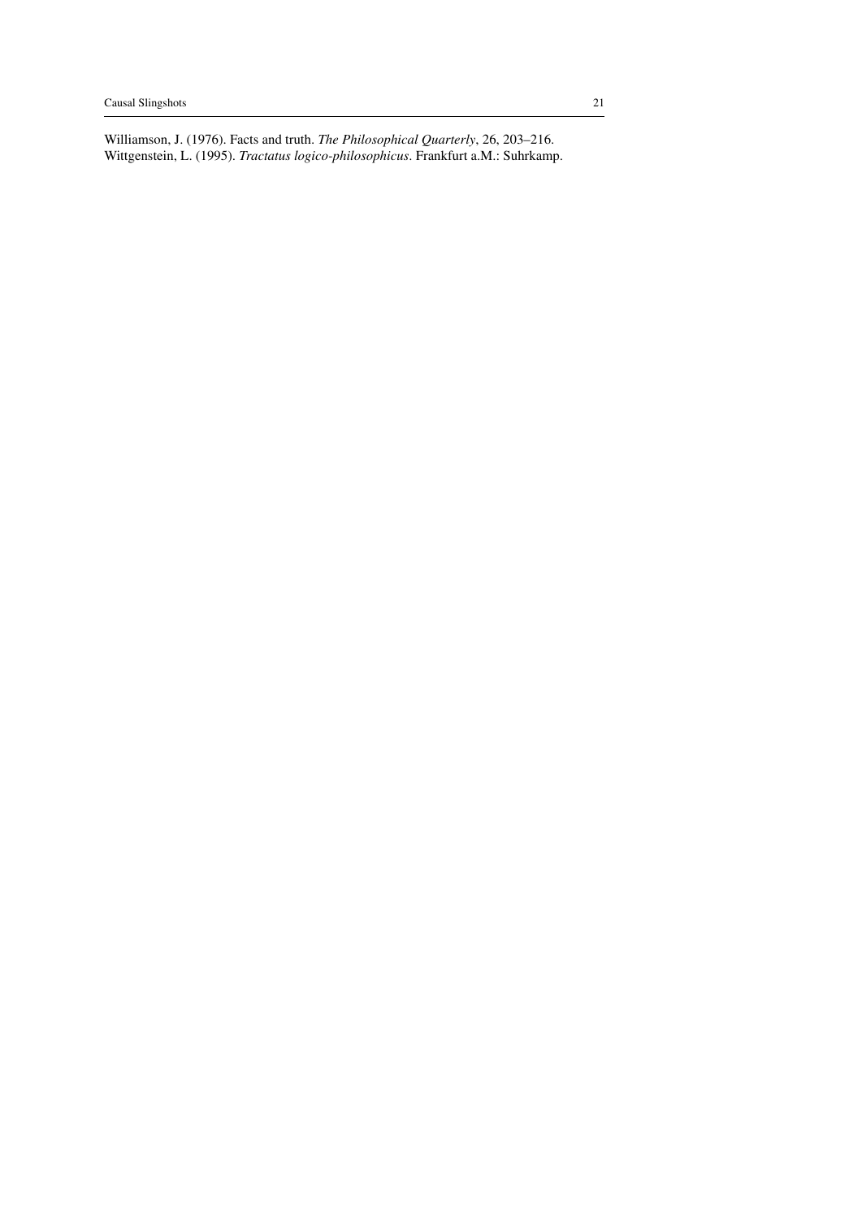Williamson, J. (1976). Facts and truth. *The Philosophical Quarterly*, 26, 203–216.
Wittgenstein, L. (1995). *Tractatus logico-philosophicus*. Frankfurt a.M.: Suhrkamp.